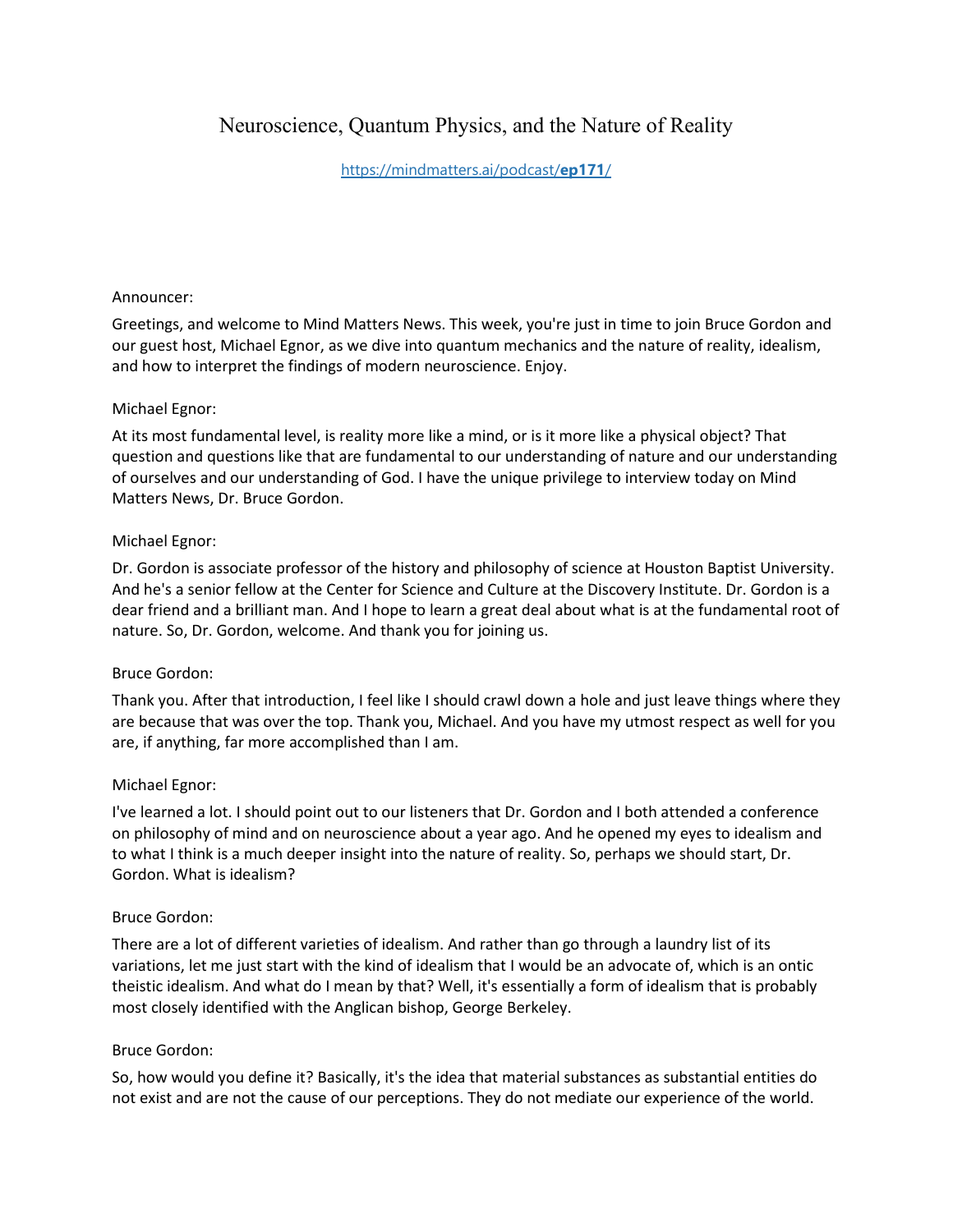# Neuroscience, Quantum Physics, and the Nature of Reality

[https://mindmatters.ai/podcast/**ep171**/](https://mindmatters.ai/podcast/ep171/)

Announcer:

Greetings, and welcome to Mind Matters News. This week, you're just in time to join Bruce Gordon and our guest host, Michael Egnor, as we dive into quantum mechanics and the nature of reality, idealism, and how to interpret the findings of modern neuroscience. Enjoy.

Michael Egnor:

At its most fundamental level, is reality more like a mind, or is it more like a physical object? That question and questions like that are fundamental to our understanding of nature and our understanding of ourselves and our understanding of God. I have the unique privilege to interview today on Mind Matters News, Dr. Bruce Gordon.

Michael Egnor:

Dr. Gordon is associate professor of the history and philosophy of science at Houston Baptist University. And he's a senior fellow at the Center for Science and Culture at the Discovery Institute. Dr. Gordon is a dear friend and a brilliant man. And I hope to learn a great deal about what is at the fundamental root of nature. So, Dr. Gordon, welcome. And thank you for joining us.

Bruce Gordon:

Thank you. After that introduction, I feel like I should crawl down a hole and just leave things where they are because that was over the top. Thank you, Michael. And you have my utmost respect as well for you are, if anything, far more accomplished than I am.

Michael Egnor:

I've learned a lot. I should point out to our listeners that Dr. Gordon and I both attended a conference on philosophy of mind and on neuroscience about a year ago. And he opened my eyes to idealism and to what I think is a much deeper insight into the nature of reality. So, perhaps we should start, Dr. Gordon. What is idealism?

Bruce Gordon:

There are a lot of different varieties of idealism. And rather than go through a laundry list of its variations, let me just start with the kind of idealism that I would be an advocate of, which is an ontic theistic idealism. And what do I mean by that? Well, it's essentially a form of idealism that is probably most closely identified with the Anglican bishop, George Berkeley.

Bruce Gordon:

So, how would you define it? Basically, it's the idea that material substances as substantial entities do not exist and are not the cause of our perceptions. They do not mediate our experience of the world.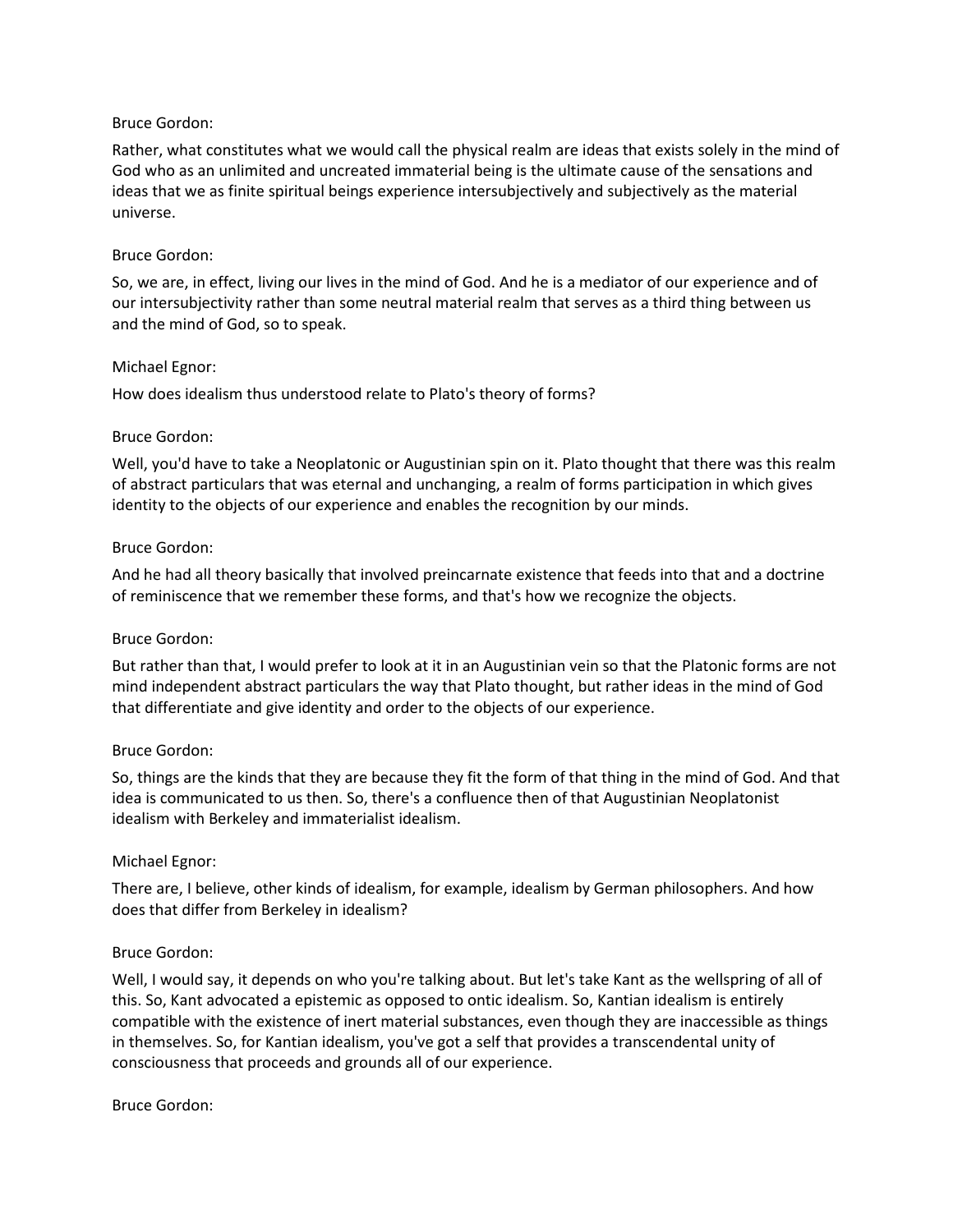Bruce Gordon:

Rather, what constitutes what we would call the physical realm are ideas that exists solely in the mind of God who as an unlimited and uncreated immaterial being is the ultimate cause of the sensations and ideas that we as finite spiritual beings experience intersubjectively and subjectively as the material universe.

Bruce Gordon:

So, we are, in effect, living our lives in the mind of God. And he is a mediator of our experience and of our intersubjectivity rather than some neutral material realm that serves as a third thing between us and the mind of God, so to speak.

Michael Egnor:

How does idealism thus understood relate to Plato's theory of forms?

Bruce Gordon:

Well, you'd have to take a Neoplatonic or Augustinian spin on it. Plato thought that there was this realm of abstract particulars that was eternal and unchanging, a realm of forms participation in which gives identity to the objects of our experience and enables the recognition by our minds.

Bruce Gordon:

And he had all theory basically that involved preincarnate existence that feeds into that and a doctrine of reminiscence that we remember these forms, and that's how we recognize the objects.

Bruce Gordon:

But rather than that, I would prefer to look at it in an Augustinian vein so that the Platonic forms are not mind independent abstract particulars the way that Plato thought, but rather ideas in the mind of God that differentiate and give identity and order to the objects of our experience.

Bruce Gordon:

So, things are the kinds that they are because they fit the form of that thing in the mind of God. And that idea is communicated to us then. So, there's a confluence then of that Augustinian Neoplatonist idealism with Berkeley and immaterialist idealism.

Michael Egnor:

There are, I believe, other kinds of idealism, for example, idealism by German philosophers. And how does that differ from Berkeley in idealism?

Bruce Gordon:

Well, I would say, it depends on who you're talking about. But let's take Kant as the wellspring of all of this. So, Kant advocated a epistemic as opposed to ontic idealism. So, Kantian idealism is entirely compatible with the existence of inert material substances, even though they are inaccessible as things in themselves. So, for Kantian idealism, you've got a self that provides a transcendental unity of consciousness that proceeds and grounds all of our experience.

Bruce Gordon: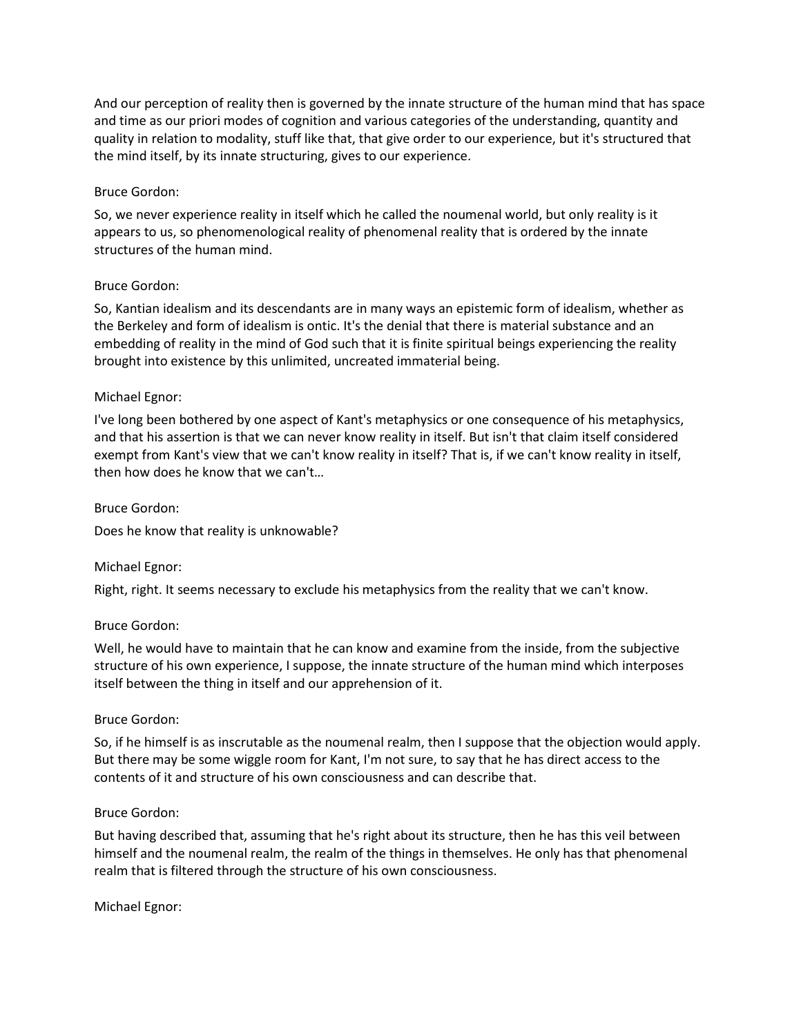And our perception of reality then is governed by the innate structure of the human mind that has space and time as our priori modes of cognition and various categories of the understanding, quantity and quality in relation to modality, stuff like that, that give order to our experience, but it's structured that the mind itself, by its innate structuring, gives to our experience.

Bruce Gordon:

So, we never experience reality in itself which he called the noumenal world, but only reality is it appears to us, so phenomenological reality of phenomenal reality that is ordered by the innate structures of the human mind.

Bruce Gordon:

So, Kantian idealism and its descendants are in many ways an epistemic form of idealism, whether as the Berkeley and form of idealism is ontic. It's the denial that there is material substance and an embedding of reality in the mind of God such that it is finite spiritual beings experiencing the reality brought into existence by this unlimited, uncreated immaterial being.

Michael Egnor:

I've long been bothered by one aspect of Kant's metaphysics or one consequence of his metaphysics, and that his assertion is that we can never know reality in itself. But isn't that claim itself considered exempt from Kant's view that we can't know reality in itself? That is, if we can't know reality in itself, then how does he know that we can't…

Bruce Gordon:

Does he know that reality is unknowable?

Michael Egnor:

Right, right. It seems necessary to exclude his metaphysics from the reality that we can't know.

Bruce Gordon:

Well, he would have to maintain that he can know and examine from the inside, from the subjective structure of his own experience, I suppose, the innate structure of the human mind which interposes itself between the thing in itself and our apprehension of it.

Bruce Gordon:

So, if he himself is as inscrutable as the noumenal realm, then I suppose that the objection would apply. But there may be some wiggle room for Kant, I'm not sure, to say that he has direct access to the contents of it and structure of his own consciousness and can describe that.

Bruce Gordon:

But having described that, assuming that he's right about its structure, then he has this veil between himself and the noumenal realm, the realm of the things in themselves. He only has that phenomenal realm that is filtered through the structure of his own consciousness.

Michael Egnor: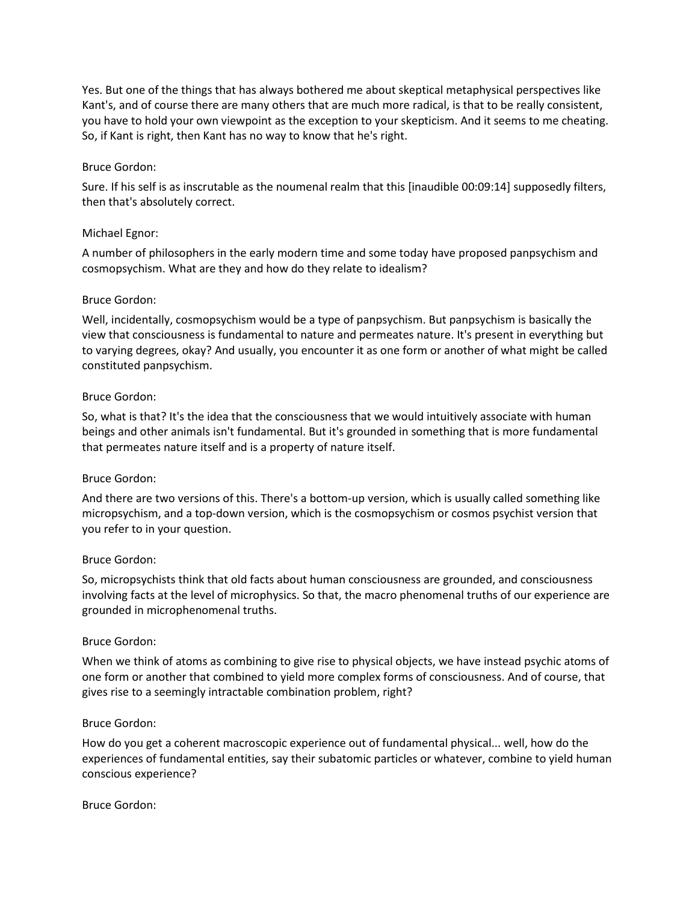Yes. But one of the things that has always bothered me about skeptical metaphysical perspectives like Kant's, and of course there are many others that are much more radical, is that to be really consistent, you have to hold your own viewpoint as the exception to your skepticism. And it seems to me cheating. So, if Kant is right, then Kant has no way to know that he's right.

Bruce Gordon:

Sure. If his self is as inscrutable as the noumenal realm that this [inaudible 00:09:14] supposedly filters, then that's absolutely correct.

Michael Egnor:

A number of philosophers in the early modern time and some today have proposed panpsychism and cosmopsychism. What are they and how do they relate to idealism?

Bruce Gordon:

Well, incidentally, cosmopsychism would be a type of panpsychism. But panpsychism is basically the view that consciousness is fundamental to nature and permeates nature. It's present in everything but to varying degrees, okay? And usually, you encounter it as one form or another of what might be called constituted panpsychism.

Bruce Gordon:

So, what is that? It's the idea that the consciousness that we would intuitively associate with human beings and other animals isn't fundamental. But it's grounded in something that is more fundamental that permeates nature itself and is a property of nature itself.

Bruce Gordon:

And there are two versions of this. There's a bottom-up version, which is usually called something like micropsychism, and a top-down version, which is the cosmopsychism or cosmos psychist version that you refer to in your question.

Bruce Gordon:

So, micropsychists think that old facts about human consciousness are grounded, and consciousness involving facts at the level of microphysics. So that, the macro phenomenal truths of our experience are grounded in microphenomenal truths.

Bruce Gordon:

When we think of atoms as combining to give rise to physical objects, we have instead psychic atoms of one form or another that combined to yield more complex forms of consciousness. And of course, that gives rise to a seemingly intractable combination problem, right?

Bruce Gordon:

How do you get a coherent macroscopic experience out of fundamental physical... well, how do the experiences of fundamental entities, say their subatomic particles or whatever, combine to yield human conscious experience?

Bruce Gordon: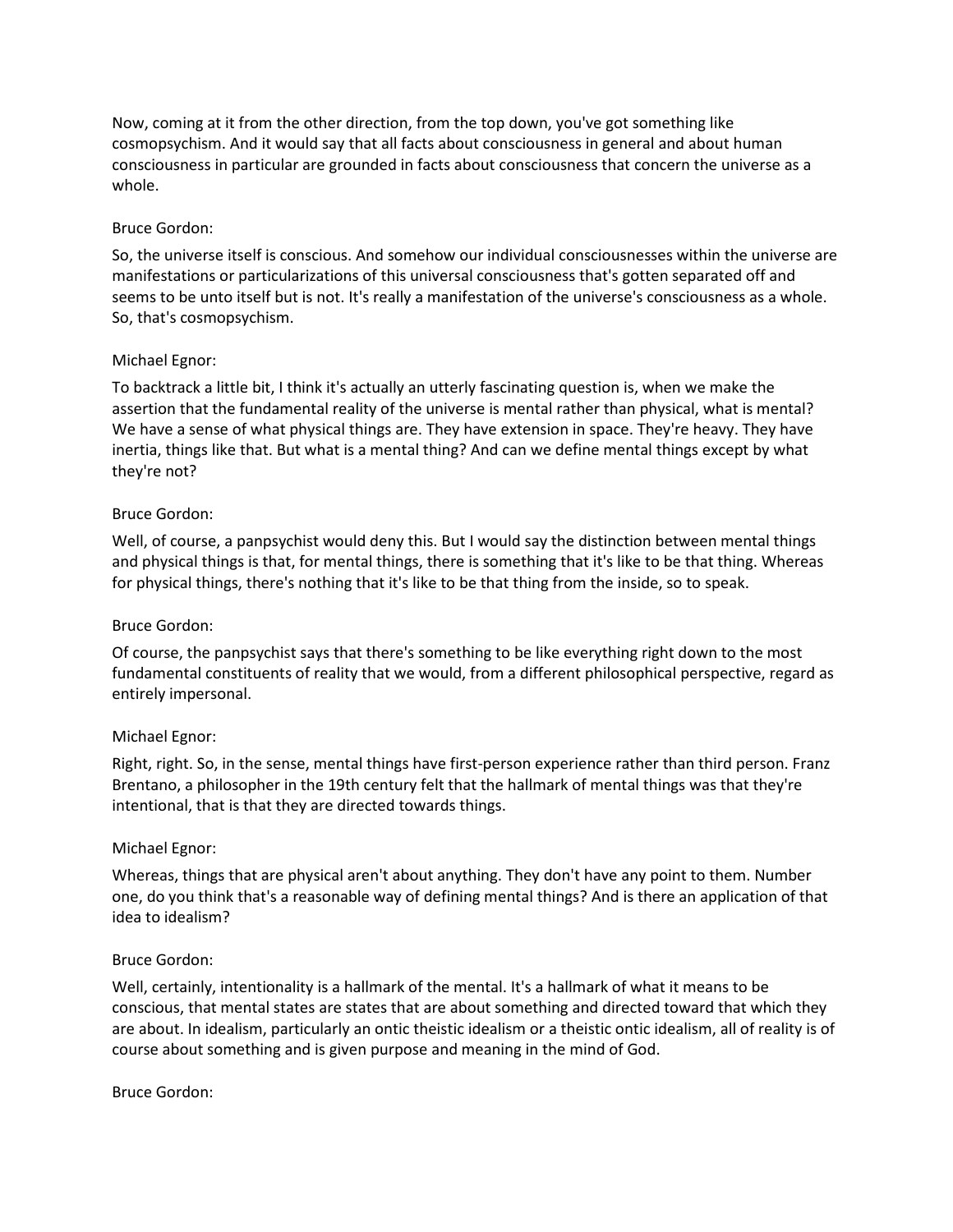Now, coming at it from the other direction, from the top down, you've got something like cosmopsychism. And it would say that all facts about consciousness in general and about human consciousness in particular are grounded in facts about consciousness that concern the universe as a whole.

Bruce Gordon:

So, the universe itself is conscious. And somehow our individual consciousnesses within the universe are manifestations or particularizations of this universal consciousness that's gotten separated off and seems to be unto itself but is not. It's really a manifestation of the universe's consciousness as a whole. So, that's cosmopsychism.

Michael Egnor:

To backtrack a little bit, I think it's actually an utterly fascinating question is, when we make the assertion that the fundamental reality of the universe is mental rather than physical, what is mental? We have a sense of what physical things are. They have extension in space. They're heavy. They have inertia, things like that. But what is a mental thing? And can we define mental things except by what they're not?

Bruce Gordon:

Well, of course, a panpsychist would deny this. But I would say the distinction between mental things and physical things is that, for mental things, there is something that it's like to be that thing. Whereas for physical things, there's nothing that it's like to be that thing from the inside, so to speak.

Bruce Gordon:

Of course, the panpsychist says that there's something to be like everything right down to the most fundamental constituents of reality that we would, from a different philosophical perspective, regard as entirely impersonal.

Michael Egnor:

Right, right. So, in the sense, mental things have first-person experience rather than third person. Franz Brentano, a philosopher in the 19th century felt that the hallmark of mental things was that they're intentional, that is that they are directed towards things.

Michael Egnor:

Whereas, things that are physical aren't about anything. They don't have any point to them. Number one, do you think that's a reasonable way of defining mental things? And is there an application of that idea to idealism?

Bruce Gordon:

Well, certainly, intentionality is a hallmark of the mental. It's a hallmark of what it means to be conscious, that mental states are states that are about something and directed toward that which they are about. In idealism, particularly an ontic theistic idealism or a theistic ontic idealism, all of reality is of course about something and is given purpose and meaning in the mind of God.

Bruce Gordon: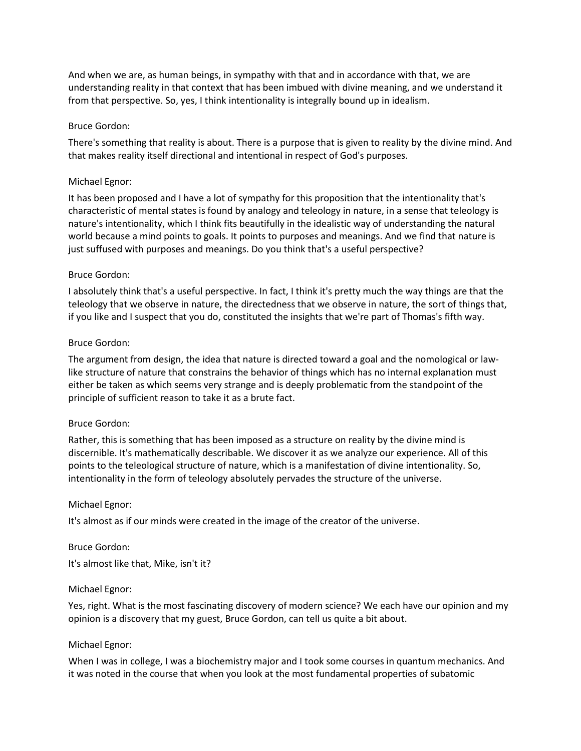And when we are, as human beings, in sympathy with that and in accordance with that, we are understanding reality in that context that has been imbued with divine meaning, and we understand it from that perspective. So, yes, I think intentionality is integrally bound up in idealism.

Bruce Gordon:

There's something that reality is about. There is a purpose that is given to reality by the divine mind. And that makes reality itself directional and intentional in respect of God's purposes.

Michael Egnor:

It has been proposed and I have a lot of sympathy for this proposition that the intentionality that's characteristic of mental states is found by analogy and teleology in nature, in a sense that teleology is nature's intentionality, which I think fits beautifully in the idealistic way of understanding the natural world because a mind points to goals. It points to purposes and meanings. And we find that nature is just suffused with purposes and meanings. Do you think that's a useful perspective?

Bruce Gordon:

I absolutely think that's a useful perspective. In fact, I think it's pretty much the way things are that the teleology that we observe in nature, the directedness that we observe in nature, the sort of things that, if you like and I suspect that you do, constituted the insights that we're part of Thomas's fifth way.

Bruce Gordon:

The argument from design, the idea that nature is directed toward a goal and the nomological or law-like structure of nature that constrains the behavior of things which has no internal explanation must either be taken as which seems very strange and is deeply problematic from the standpoint of the principle of sufficient reason to take it as a brute fact.

Bruce Gordon:

Rather, this is something that has been imposed as a structure on reality by the divine mind is discernible. It's mathematically describable. We discover it as we analyze our experience. All of this points to the teleological structure of nature, which is a manifestation of divine intentionality. So, intentionality in the form of teleology absolutely pervades the structure of the universe.

Michael Egnor:

It's almost as if our minds were created in the image of the creator of the universe.

Bruce Gordon:

It's almost like that, Mike, isn't it?

Michael Egnor:

Yes, right. What is the most fascinating discovery of modern science? We each have our opinion and my opinion is a discovery that my guest, Bruce Gordon, can tell us quite a bit about.

Michael Egnor:

When I was in college, I was a biochemistry major and I took some courses in quantum mechanics. And it was noted in the course that when you look at the most fundamental properties of subatomic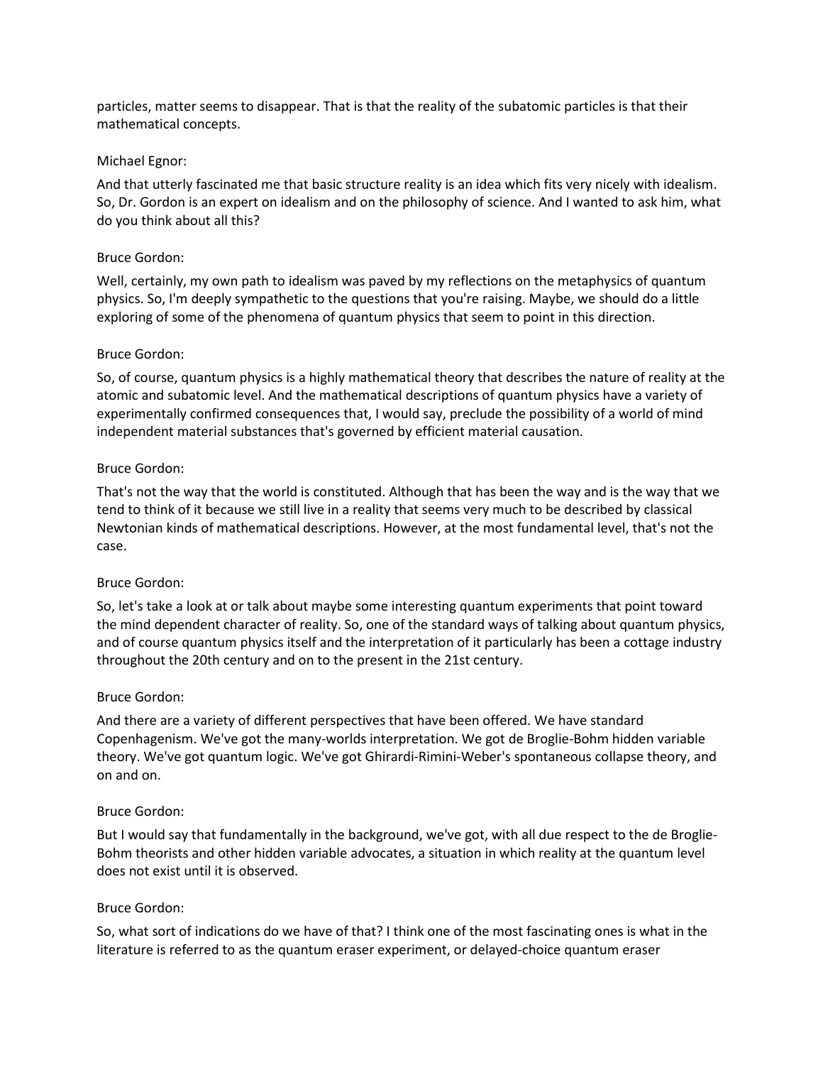particles, matter seems to disappear. That is that the reality of the subatomic particles is that their mathematical concepts.

Michael Egnor:

And that utterly fascinated me that basic structure reality is an idea which fits very nicely with idealism. So, Dr. Gordon is an expert on idealism and on the philosophy of science. And I wanted to ask him, what do you think about all this?

Bruce Gordon:

Well, certainly, my own path to idealism was paved by my reflections on the metaphysics of quantum physics. So, I'm deeply sympathetic to the questions that you're raising. Maybe, we should do a little exploring of some of the phenomena of quantum physics that seem to point in this direction.

Bruce Gordon:

So, of course, quantum physics is a highly mathematical theory that describes the nature of reality at the atomic and subatomic level. And the mathematical descriptions of quantum physics have a variety of experimentally confirmed consequences that, I would say, preclude the possibility of a world of mind independent material substances that's governed by efficient material causation.

Bruce Gordon:

That's not the way that the world is constituted. Although that has been the way and is the way that we tend to think of it because we still live in a reality that seems very much to be described by classical Newtonian kinds of mathematical descriptions. However, at the most fundamental level, that's not the case.

Bruce Gordon:

So, let's take a look at or talk about maybe some interesting quantum experiments that point toward the mind dependent character of reality. So, one of the standard ways of talking about quantum physics, and of course quantum physics itself and the interpretation of it particularly has been a cottage industry throughout the 20th century and on to the present in the 21st century.

Bruce Gordon:

And there are a variety of different perspectives that have been offered. We have standard Copenhagenism. We've got the many-worlds interpretation. We got de Broglie-Bohm hidden variable theory. We've got quantum logic. We've got Ghirardi-Rimini-Weber's spontaneous collapse theory, and on and on.

Bruce Gordon:

But I would say that fundamentally in the background, we've got, with all due respect to the de Broglie-Bohm theorists and other hidden variable advocates, a situation in which reality at the quantum level does not exist until it is observed.

Bruce Gordon:

So, what sort of indications do we have of that? I think one of the most fascinating ones is what in the literature is referred to as the quantum eraser experiment, or delayed-choice quantum eraser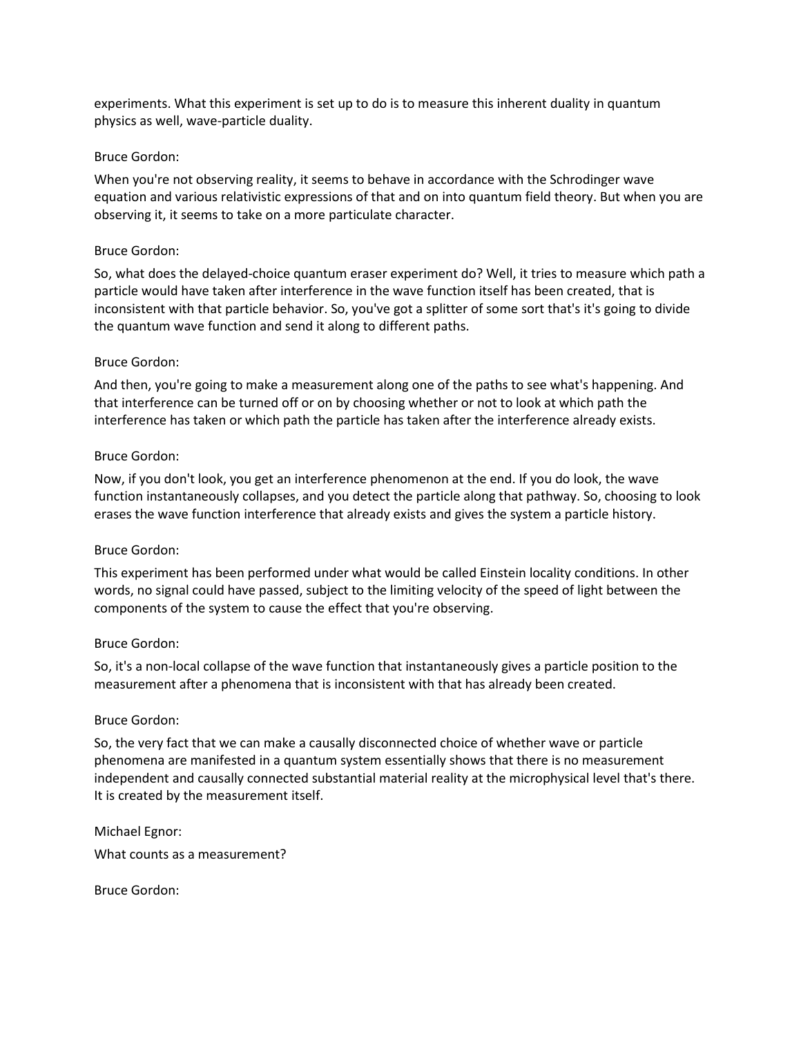experiments. What this experiment is set up to do is to measure this inherent duality in quantum physics as well, wave-particle duality.

Bruce Gordon:

When you're not observing reality, it seems to behave in accordance with the Schrodinger wave equation and various relativistic expressions of that and on into quantum field theory. But when you are observing it, it seems to take on a more particulate character.

Bruce Gordon:

So, what does the delayed-choice quantum eraser experiment do? Well, it tries to measure which path a particle would have taken after interference in the wave function itself has been created, that is inconsistent with that particle behavior. So, you've got a splitter of some sort that's it's going to divide the quantum wave function and send it along to different paths.

Bruce Gordon:

And then, you're going to make a measurement along one of the paths to see what's happening. And that interference can be turned off or on by choosing whether or not to look at which path the interference has taken or which path the particle has taken after the interference already exists.

Bruce Gordon:

Now, if you don't look, you get an interference phenomenon at the end. If you do look, the wave function instantaneously collapses, and you detect the particle along that pathway. So, choosing to look erases the wave function interference that already exists and gives the system a particle history.

Bruce Gordon:

This experiment has been performed under what would be called Einstein locality conditions. In other words, no signal could have passed, subject to the limiting velocity of the speed of light between the components of the system to cause the effect that you're observing.

Bruce Gordon:

So, it's a non-local collapse of the wave function that instantaneously gives a particle position to the measurement after a phenomena that is inconsistent with that has already been created.

Bruce Gordon:

So, the very fact that we can make a causally disconnected choice of whether wave or particle phenomena are manifested in a quantum system essentially shows that there is no measurement independent and causally connected substantial material reality at the microphysical level that's there. It is created by the measurement itself.

Michael Egnor:

What counts as a measurement?

Bruce Gordon: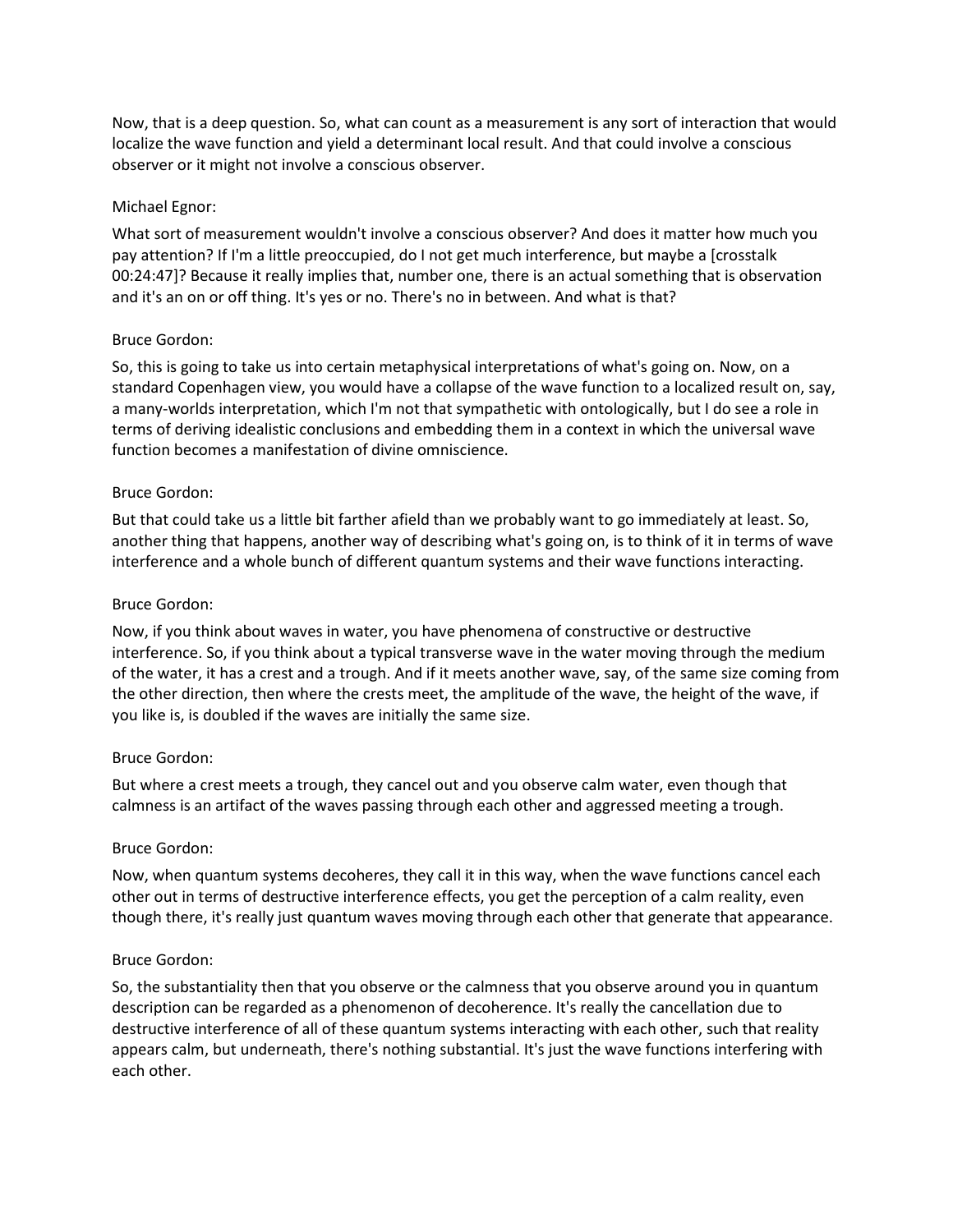Now, that is a deep question. So, what can count as a measurement is any sort of interaction that would localize the wave function and yield a determinant local result. And that could involve a conscious observer or it might not involve a conscious observer.

Michael Egnor:

What sort of measurement wouldn't involve a conscious observer? And does it matter how much you pay attention? If I'm a little preoccupied, do I not get much interference, but maybe a [crosstalk 00:24:47]? Because it really implies that, number one, there is an actual something that is observation and it's an on or off thing. It's yes or no. There's no in between. And what is that?

Bruce Gordon:

So, this is going to take us into certain metaphysical interpretations of what's going on. Now, on a standard Copenhagen view, you would have a collapse of the wave function to a localized result on, say, a many-worlds interpretation, which I'm not that sympathetic with ontologically, but I do see a role in terms of deriving idealistic conclusions and embedding them in a context in which the universal wave function becomes a manifestation of divine omniscience.

Bruce Gordon:

But that could take us a little bit farther afield than we probably want to go immediately at least. So, another thing that happens, another way of describing what's going on, is to think of it in terms of wave interference and a whole bunch of different quantum systems and their wave functions interacting.

Bruce Gordon:

Now, if you think about waves in water, you have phenomena of constructive or destructive interference. So, if you think about a typical transverse wave in the water moving through the medium of the water, it has a crest and a trough. And if it meets another wave, say, of the same size coming from the other direction, then where the crests meet, the amplitude of the wave, the height of the wave, if you like is, is doubled if the waves are initially the same size.

Bruce Gordon:

But where a crest meets a trough, they cancel out and you observe calm water, even though that calmness is an artifact of the waves passing through each other and aggressed meeting a trough.

Bruce Gordon:

Now, when quantum systems decoheres, they call it in this way, when the wave functions cancel each other out in terms of destructive interference effects, you get the perception of a calm reality, even though there, it's really just quantum waves moving through each other that generate that appearance.

Bruce Gordon:

So, the substantiality then that you observe or the calmness that you observe around you in quantum description can be regarded as a phenomenon of decoherence. It's really the cancellation due to destructive interference of all of these quantum systems interacting with each other, such that reality appears calm, but underneath, there's nothing substantial. It's just the wave functions interfering with each other.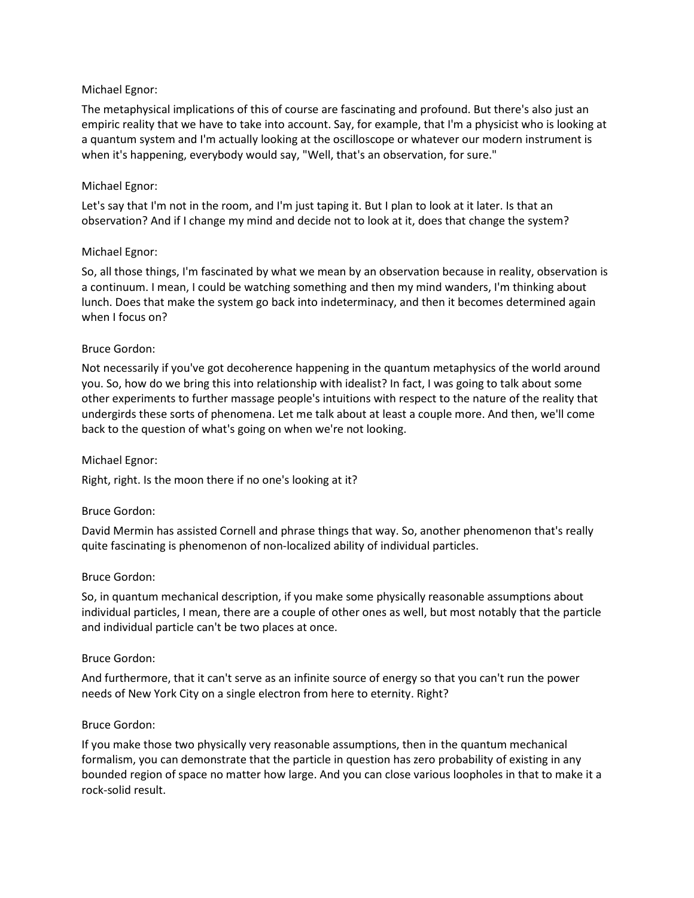Michael Egnor:

The metaphysical implications of this of course are fascinating and profound. But there's also just an empiric reality that we have to take into account. Say, for example, that I'm a physicist who is looking at a quantum system and I'm actually looking at the oscilloscope or whatever our modern instrument is when it's happening, everybody would say, "Well, that's an observation, for sure."

Michael Egnor:

Let's say that I'm not in the room, and I'm just taping it. But I plan to look at it later. Is that an observation? And if I change my mind and decide not to look at it, does that change the system?

Michael Egnor:

So, all those things, I'm fascinated by what we mean by an observation because in reality, observation is a continuum. I mean, I could be watching something and then my mind wanders, I'm thinking about lunch. Does that make the system go back into indeterminacy, and then it becomes determined again when I focus on?

Bruce Gordon:

Not necessarily if you've got decoherence happening in the quantum metaphysics of the world around you. So, how do we bring this into relationship with idealist? In fact, I was going to talk about some other experiments to further massage people's intuitions with respect to the nature of the reality that undergirds these sorts of phenomena. Let me talk about at least a couple more. And then, we'll come back to the question of what's going on when we're not looking.

Michael Egnor:

Right, right. Is the moon there if no one's looking at it?

Bruce Gordon:

David Mermin has assisted Cornell and phrase things that way. So, another phenomenon that's really quite fascinating is phenomenon of non-localized ability of individual particles.

Bruce Gordon:

So, in quantum mechanical description, if you make some physically reasonable assumptions about individual particles, I mean, there are a couple of other ones as well, but most notably that the particle and individual particle can't be two places at once.

Bruce Gordon:

And furthermore, that it can't serve as an infinite source of energy so that you can't run the power needs of New York City on a single electron from here to eternity. Right?

Bruce Gordon:

If you make those two physically very reasonable assumptions, then in the quantum mechanical formalism, you can demonstrate that the particle in question has zero probability of existing in any bounded region of space no matter how large. And you can close various loopholes in that to make it a rock-solid result.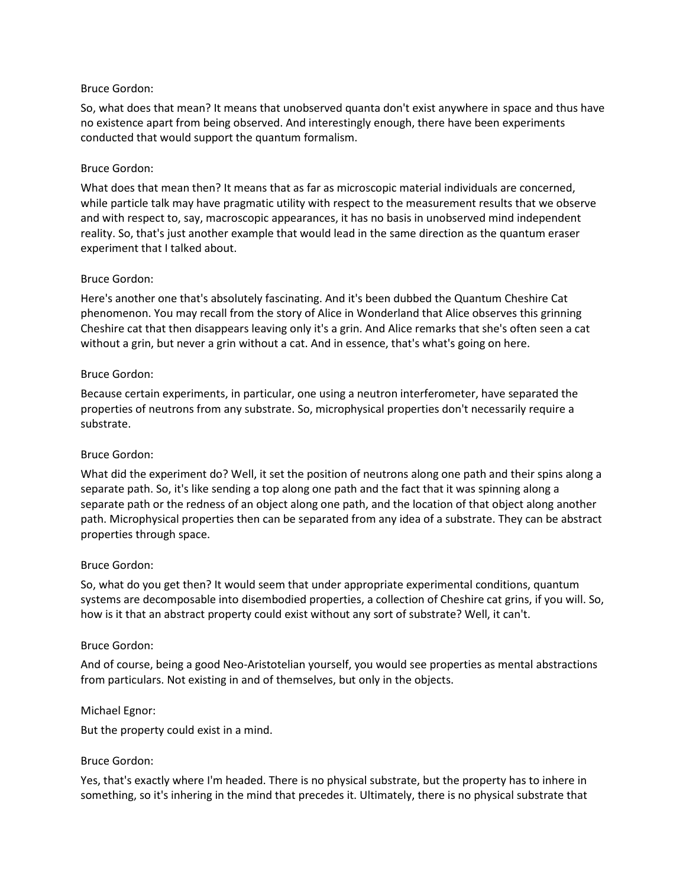Bruce Gordon:

So, what does that mean? It means that unobserved quanta don't exist anywhere in space and thus have no existence apart from being observed. And interestingly enough, there have been experiments conducted that would support the quantum formalism.

Bruce Gordon:

What does that mean then? It means that as far as microscopic material individuals are concerned, while particle talk may have pragmatic utility with respect to the measurement results that we observe and with respect to, say, macroscopic appearances, it has no basis in unobserved mind independent reality. So, that's just another example that would lead in the same direction as the quantum eraser experiment that I talked about.

Bruce Gordon:

Here's another one that's absolutely fascinating. And it's been dubbed the Quantum Cheshire Cat phenomenon. You may recall from the story of Alice in Wonderland that Alice observes this grinning Cheshire cat that then disappears leaving only it's a grin. And Alice remarks that she's often seen a cat without a grin, but never a grin without a cat. And in essence, that's what's going on here.

Bruce Gordon:

Because certain experiments, in particular, one using a neutron interferometer, have separated the properties of neutrons from any substrate. So, microphysical properties don't necessarily require a substrate.

Bruce Gordon:

What did the experiment do? Well, it set the position of neutrons along one path and their spins along a separate path. So, it's like sending a top along one path and the fact that it was spinning along a separate path or the redness of an object along one path, and the location of that object along another path. Microphysical properties then can be separated from any idea of a substrate. They can be abstract properties through space.

Bruce Gordon:

So, what do you get then? It would seem that under appropriate experimental conditions, quantum systems are decomposable into disembodied properties, a collection of Cheshire cat grins, if you will. So, how is it that an abstract property could exist without any sort of substrate? Well, it can't.

Bruce Gordon:

And of course, being a good Neo-Aristotelian yourself, you would see properties as mental abstractions from particulars. Not existing in and of themselves, but only in the objects.

Michael Egnor:

But the property could exist in a mind.

Bruce Gordon:

Yes, that's exactly where I'm headed. There is no physical substrate, but the property has to inhere in something, so it's inhering in the mind that precedes it. Ultimately, there is no physical substrate that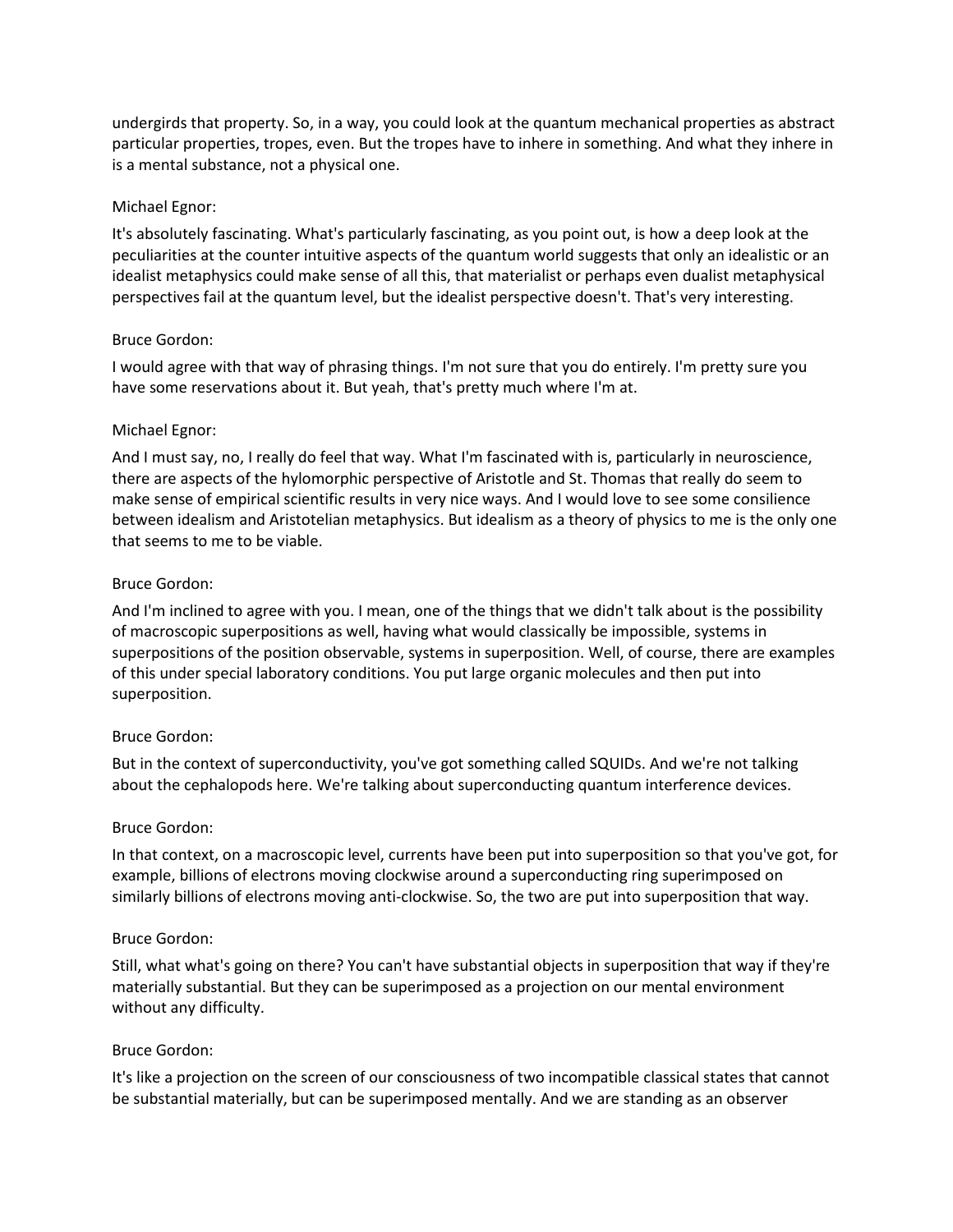undergirds that property. So, in a way, you could look at the quantum mechanical properties as abstract particular properties, tropes, even. But the tropes have to inhere in something. And what they inhere in is a mental substance, not a physical one.

Michael Egnor:

It's absolutely fascinating. What's particularly fascinating, as you point out, is how a deep look at the peculiarities at the counter intuitive aspects of the quantum world suggests that only an idealistic or an idealist metaphysics could make sense of all this, that materialist or perhaps even dualist metaphysical perspectives fail at the quantum level, but the idealist perspective doesn't. That's very interesting.

Bruce Gordon:

I would agree with that way of phrasing things. I'm not sure that you do entirely. I'm pretty sure you have some reservations about it. But yeah, that's pretty much where I'm at.

Michael Egnor:

And I must say, no, I really do feel that way. What I'm fascinated with is, particularly in neuroscience, there are aspects of the hylomorphic perspective of Aristotle and St. Thomas that really do seem to make sense of empirical scientific results in very nice ways. And I would love to see some consilience between idealism and Aristotelian metaphysics. But idealism as a theory of physics to me is the only one that seems to me to be viable.

Bruce Gordon:

And I'm inclined to agree with you. I mean, one of the things that we didn't talk about is the possibility of macroscopic superpositions as well, having what would classically be impossible, systems in superpositions of the position observable, systems in superposition. Well, of course, there are examples of this under special laboratory conditions. You put large organic molecules and then put into superposition.

Bruce Gordon:

But in the context of superconductivity, you've got something called SQUIDs. And we're not talking about the cephalopods here. We're talking about superconducting quantum interference devices.

Bruce Gordon:

In that context, on a macroscopic level, currents have been put into superposition so that you've got, for example, billions of electrons moving clockwise around a superconducting ring superimposed on similarly billions of electrons moving anti-clockwise. So, the two are put into superposition that way.

Bruce Gordon:

Still, what what's going on there? You can't have substantial objects in superposition that way if they're materially substantial. But they can be superimposed as a projection on our mental environment without any difficulty.

Bruce Gordon:

It's like a projection on the screen of our consciousness of two incompatible classical states that cannot be substantial materially, but can be superimposed mentally. And we are standing as an observer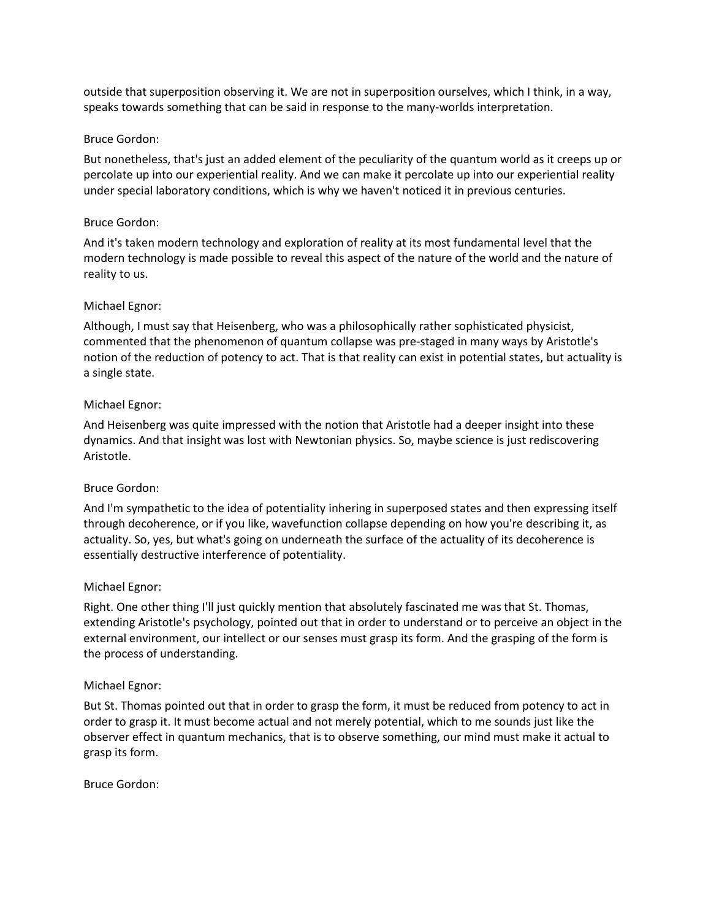outside that superposition observing it. We are not in superposition ourselves, which I think, in a way, speaks towards something that can be said in response to the many-worlds interpretation.

Bruce Gordon:

But nonetheless, that's just an added element of the peculiarity of the quantum world as it creeps up or percolate up into our experiential reality. And we can make it percolate up into our experiential reality under special laboratory conditions, which is why we haven't noticed it in previous centuries.

Bruce Gordon:

And it's taken modern technology and exploration of reality at its most fundamental level that the modern technology is made possible to reveal this aspect of the nature of the world and the nature of reality to us.

Michael Egnor:

Although, I must say that Heisenberg, who was a philosophically rather sophisticated physicist, commented that the phenomenon of quantum collapse was pre-staged in many ways by Aristotle's notion of the reduction of potency to act. That is that reality can exist in potential states, but actuality is a single state.

Michael Egnor:

And Heisenberg was quite impressed with the notion that Aristotle had a deeper insight into these dynamics. And that insight was lost with Newtonian physics. So, maybe science is just rediscovering Aristotle.

Bruce Gordon:

And I'm sympathetic to the idea of potentiality inhering in superposed states and then expressing itself through decoherence, or if you like, wavefunction collapse depending on how you're describing it, as actuality. So, yes, but what's going on underneath the surface of the actuality of its decoherence is essentially destructive interference of potentiality.

Michael Egnor:

Right. One other thing I'll just quickly mention that absolutely fascinated me was that St. Thomas, extending Aristotle's psychology, pointed out that in order to understand or to perceive an object in the external environment, our intellect or our senses must grasp its form. And the grasping of the form is the process of understanding.

Michael Egnor:

But St. Thomas pointed out that in order to grasp the form, it must be reduced from potency to act in order to grasp it. It must become actual and not merely potential, which to me sounds just like the observer effect in quantum mechanics, that is to observe something, our mind must make it actual to grasp its form.

Bruce Gordon: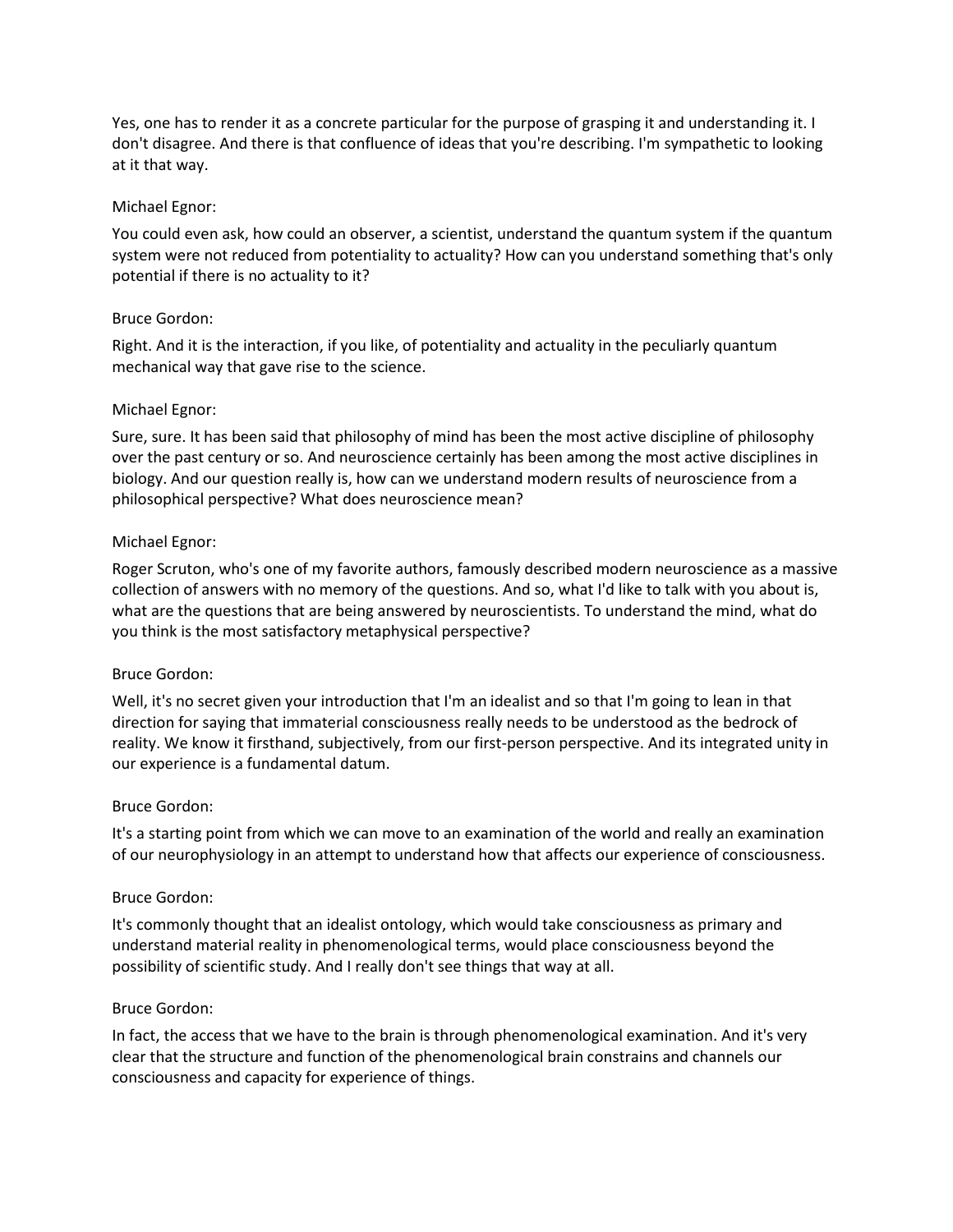Yes, one has to render it as a concrete particular for the purpose of grasping it and understanding it. I don't disagree. And there is that confluence of ideas that you're describing. I'm sympathetic to looking at it that way.

Michael Egnor:

You could even ask, how could an observer, a scientist, understand the quantum system if the quantum system were not reduced from potentiality to actuality? How can you understand something that's only potential if there is no actuality to it?

Bruce Gordon:

Right. And it is the interaction, if you like, of potentiality and actuality in the peculiarly quantum mechanical way that gave rise to the science.

Michael Egnor:

Sure, sure. It has been said that philosophy of mind has been the most active discipline of philosophy over the past century or so. And neuroscience certainly has been among the most active disciplines in biology. And our question really is, how can we understand modern results of neuroscience from a philosophical perspective? What does neuroscience mean?

Michael Egnor:

Roger Scruton, who's one of my favorite authors, famously described modern neuroscience as a massive collection of answers with no memory of the questions. And so, what I'd like to talk with you about is, what are the questions that are being answered by neuroscientists. To understand the mind, what do you think is the most satisfactory metaphysical perspective?

Bruce Gordon:

Well, it's no secret given your introduction that I'm an idealist and so that I'm going to lean in that direction for saying that immaterial consciousness really needs to be understood as the bedrock of reality. We know it firsthand, subjectively, from our first-person perspective. And its integrated unity in our experience is a fundamental datum.

Bruce Gordon:

It's a starting point from which we can move to an examination of the world and really an examination of our neurophysiology in an attempt to understand how that affects our experience of consciousness.

Bruce Gordon:

It's commonly thought that an idealist ontology, which would take consciousness as primary and understand material reality in phenomenological terms, would place consciousness beyond the possibility of scientific study. And I really don't see things that way at all.

Bruce Gordon:

In fact, the access that we have to the brain is through phenomenological examination. And it's very clear that the structure and function of the phenomenological brain constrains and channels our consciousness and capacity for experience of things.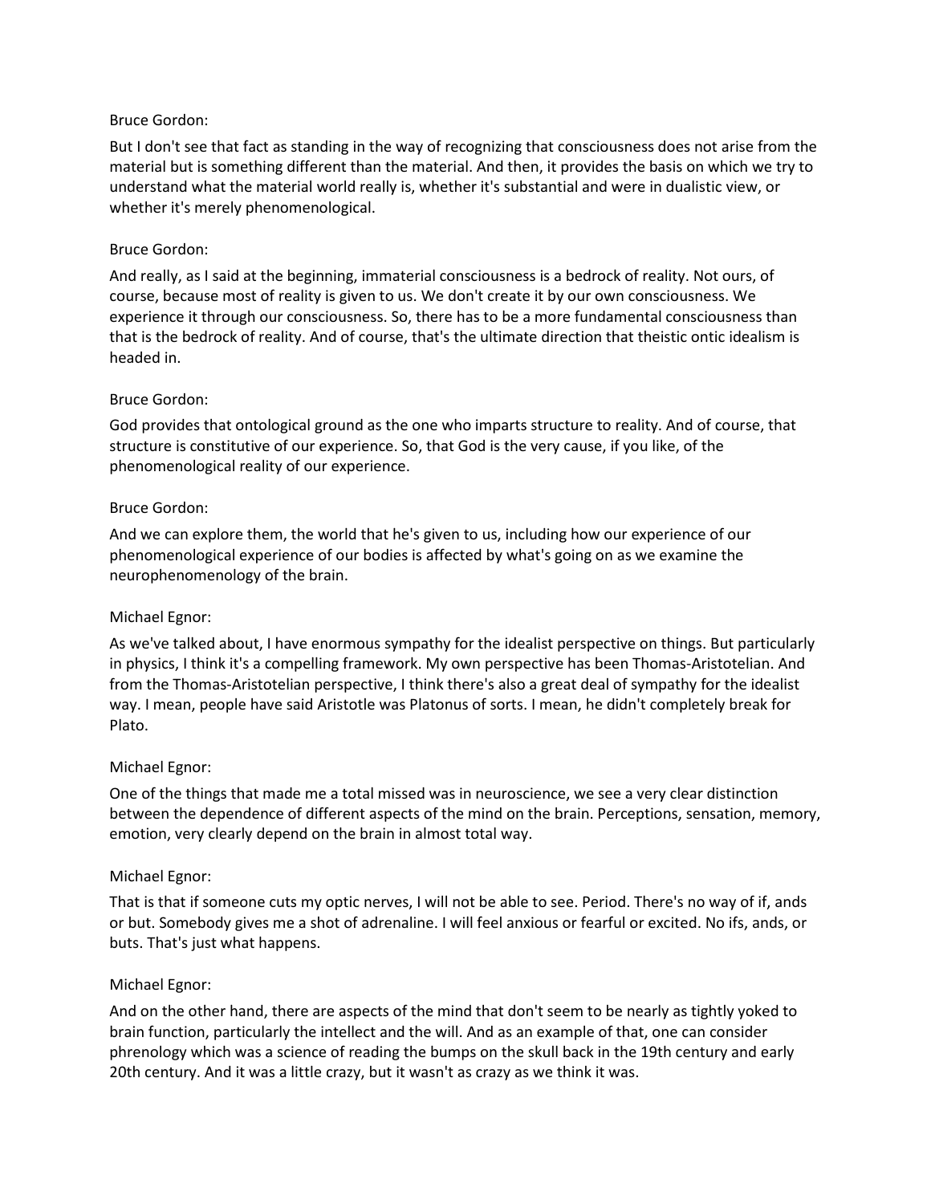Bruce Gordon:

But I don't see that fact as standing in the way of recognizing that consciousness does not arise from the material but is something different than the material. And then, it provides the basis on which we try to understand what the material world really is, whether it's substantial and were in dualistic view, or whether it's merely phenomenological.

Bruce Gordon:

And really, as I said at the beginning, immaterial consciousness is a bedrock of reality. Not ours, of course, because most of reality is given to us. We don't create it by our own consciousness. We experience it through our consciousness. So, there has to be a more fundamental consciousness than that is the bedrock of reality. And of course, that's the ultimate direction that theistic ontic idealism is headed in.

Bruce Gordon:

God provides that ontological ground as the one who imparts structure to reality. And of course, that structure is constitutive of our experience. So, that God is the very cause, if you like, of the phenomenological reality of our experience.

Bruce Gordon:

And we can explore them, the world that he's given to us, including how our experience of our phenomenological experience of our bodies is affected by what's going on as we examine the neurophenomenology of the brain.

Michael Egnor:

As we've talked about, I have enormous sympathy for the idealist perspective on things. But particularly in physics, I think it's a compelling framework. My own perspective has been Thomas-Aristotelian. And from the Thomas-Aristotelian perspective, I think there's also a great deal of sympathy for the idealist way. I mean, people have said Aristotle was Platonus of sorts. I mean, he didn't completely break for Plato.

Michael Egnor:

One of the things that made me a total missed was in neuroscience, we see a very clear distinction between the dependence of different aspects of the mind on the brain. Perceptions, sensation, memory, emotion, very clearly depend on the brain in almost total way.

Michael Egnor:

That is that if someone cuts my optic nerves, I will not be able to see. Period. There's no way of if, ands or but. Somebody gives me a shot of adrenaline. I will feel anxious or fearful or excited. No ifs, ands, or buts. That's just what happens.

Michael Egnor:

And on the other hand, there are aspects of the mind that don't seem to be nearly as tightly yoked to brain function, particularly the intellect and the will. And as an example of that, one can consider phrenology which was a science of reading the bumps on the skull back in the 19th century and early 20th century. And it was a little crazy, but it wasn't as crazy as we think it was.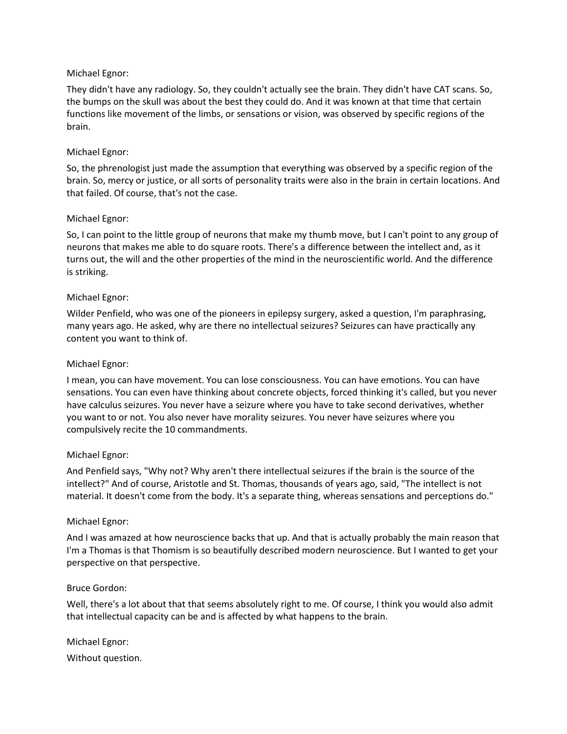Michael Egnor:

They didn't have any radiology. So, they couldn't actually see the brain. They didn't have CAT scans. So, the bumps on the skull was about the best they could do. And it was known at that time that certain functions like movement of the limbs, or sensations or vision, was observed by specific regions of the brain.

Michael Egnor:

So, the phrenologist just made the assumption that everything was observed by a specific region of the brain. So, mercy or justice, or all sorts of personality traits were also in the brain in certain locations. And that failed. Of course, that's not the case.

Michael Egnor:

So, I can point to the little group of neurons that make my thumb move, but I can't point to any group of neurons that makes me able to do square roots. There's a difference between the intellect and, as it turns out, the will and the other properties of the mind in the neuroscientific world. And the difference is striking.

Michael Egnor:

Wilder Penfield, who was one of the pioneers in epilepsy surgery, asked a question, I'm paraphrasing, many years ago. He asked, why are there no intellectual seizures? Seizures can have practically any content you want to think of.

Michael Egnor:

I mean, you can have movement. You can lose consciousness. You can have emotions. You can have sensations. You can even have thinking about concrete objects, forced thinking it's called, but you never have calculus seizures. You never have a seizure where you have to take second derivatives, whether you want to or not. You also never have morality seizures. You never have seizures where you compulsively recite the 10 commandments.

Michael Egnor:

And Penfield says, "Why not? Why aren't there intellectual seizures if the brain is the source of the intellect?" And of course, Aristotle and St. Thomas, thousands of years ago, said, "The intellect is not material. It doesn't come from the body. It's a separate thing, whereas sensations and perceptions do."

Michael Egnor:

And I was amazed at how neuroscience backs that up. And that is actually probably the main reason that I'm a Thomas is that Thomism is so beautifully described modern neuroscience. But I wanted to get your perspective on that perspective.

Bruce Gordon:

Well, there's a lot about that that seems absolutely right to me. Of course, I think you would also admit that intellectual capacity can be and is affected by what happens to the brain.

Michael Egnor:

Without question.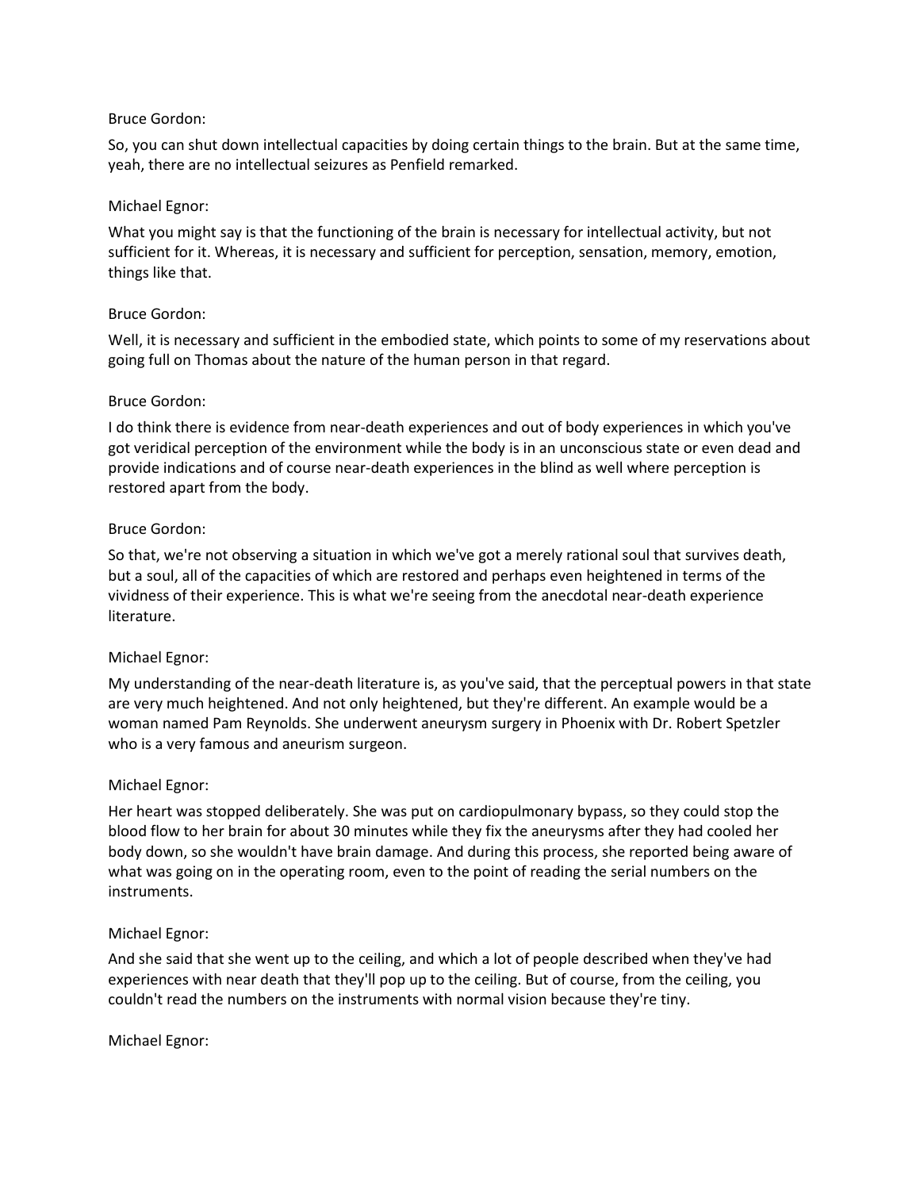Bruce Gordon:

So, you can shut down intellectual capacities by doing certain things to the brain. But at the same time, yeah, there are no intellectual seizures as Penfield remarked.

Michael Egnor:

What you might say is that the functioning of the brain is necessary for intellectual activity, but not sufficient for it. Whereas, it is necessary and sufficient for perception, sensation, memory, emotion, things like that.

Bruce Gordon:

Well, it is necessary and sufficient in the embodied state, which points to some of my reservations about going full on Thomas about the nature of the human person in that regard.

Bruce Gordon:

I do think there is evidence from near-death experiences and out of body experiences in which you've got veridical perception of the environment while the body is in an unconscious state or even dead and provide indications and of course near-death experiences in the blind as well where perception is restored apart from the body.

Bruce Gordon:

So that, we're not observing a situation in which we've got a merely rational soul that survives death, but a soul, all of the capacities of which are restored and perhaps even heightened in terms of the vividness of their experience. This is what we're seeing from the anecdotal near-death experience literature.

Michael Egnor:

My understanding of the near-death literature is, as you've said, that the perceptual powers in that state are very much heightened. And not only heightened, but they're different. An example would be a woman named Pam Reynolds. She underwent aneurysm surgery in Phoenix with Dr. Robert Spetzler who is a very famous and aneurism surgeon.

Michael Egnor:

Her heart was stopped deliberately. She was put on cardiopulmonary bypass, so they could stop the blood flow to her brain for about 30 minutes while they fix the aneurysms after they had cooled her body down, so she wouldn't have brain damage. And during this process, she reported being aware of what was going on in the operating room, even to the point of reading the serial numbers on the instruments.

Michael Egnor:

And she said that she went up to the ceiling, and which a lot of people described when they've had experiences with near death that they'll pop up to the ceiling. But of course, from the ceiling, you couldn't read the numbers on the instruments with normal vision because they're tiny.

Michael Egnor: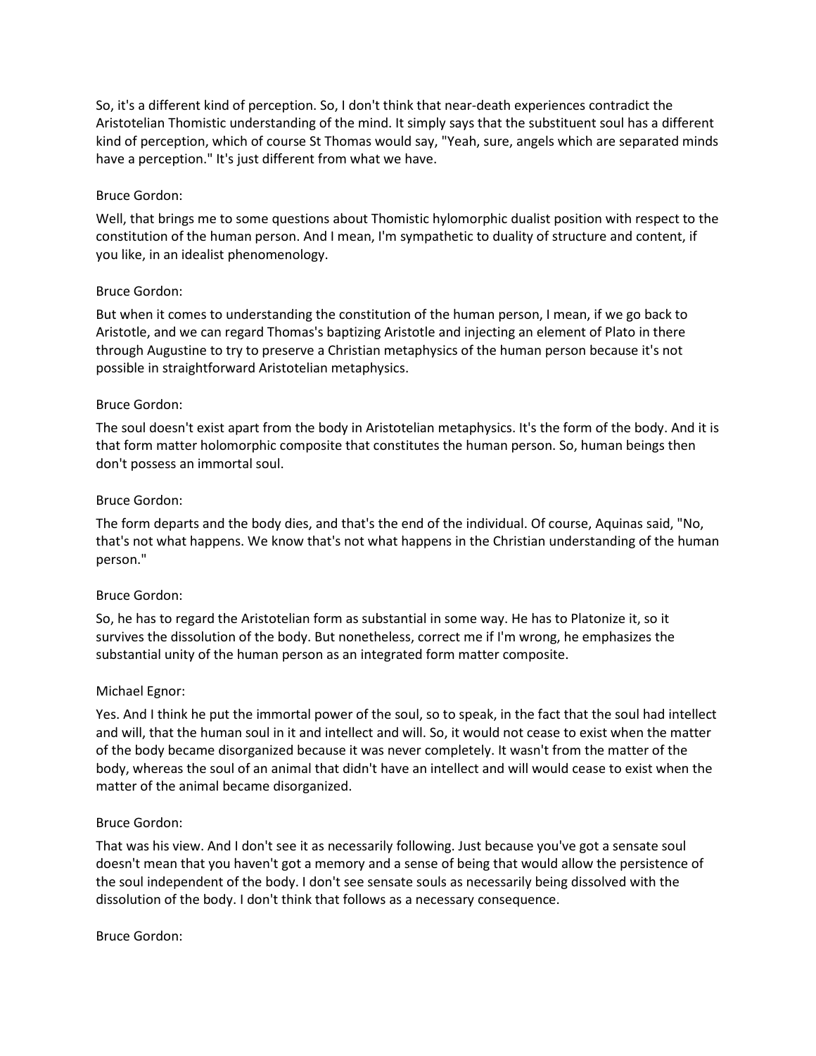So, it's a different kind of perception. So, I don't think that near-death experiences contradict the Aristotelian Thomistic understanding of the mind. It simply says that the substituent soul has a different kind of perception, which of course St Thomas would say, "Yeah, sure, angels which are separated minds have a perception." It's just different from what we have.

Bruce Gordon:

Well, that brings me to some questions about Thomistic hylomorphic dualist position with respect to the constitution of the human person. And I mean, I'm sympathetic to duality of structure and content, if you like, in an idealist phenomenology.

Bruce Gordon:

But when it comes to understanding the constitution of the human person, I mean, if we go back to Aristotle, and we can regard Thomas's baptizing Aristotle and injecting an element of Plato in there through Augustine to try to preserve a Christian metaphysics of the human person because it's not possible in straightforward Aristotelian metaphysics.

Bruce Gordon:

The soul doesn't exist apart from the body in Aristotelian metaphysics. It's the form of the body. And it is that form matter holomorphic composite that constitutes the human person. So, human beings then don't possess an immortal soul.

Bruce Gordon:

The form departs and the body dies, and that's the end of the individual. Of course, Aquinas said, "No, that's not what happens. We know that's not what happens in the Christian understanding of the human person."

Bruce Gordon:

So, he has to regard the Aristotelian form as substantial in some way. He has to Platonize it, so it survives the dissolution of the body. But nonetheless, correct me if I'm wrong, he emphasizes the substantial unity of the human person as an integrated form matter composite.

Michael Egnor:

Yes. And I think he put the immortal power of the soul, so to speak, in the fact that the soul had intellect and will, that the human soul in it and intellect and will. So, it would not cease to exist when the matter of the body became disorganized because it was never completely. It wasn't from the matter of the body, whereas the soul of an animal that didn't have an intellect and will would cease to exist when the matter of the animal became disorganized.

Bruce Gordon:

That was his view. And I don't see it as necessarily following. Just because you've got a sensate soul doesn't mean that you haven't got a memory and a sense of being that would allow the persistence of the soul independent of the body. I don't see sensate souls as necessarily being dissolved with the dissolution of the body. I don't think that follows as a necessary consequence.

Bruce Gordon: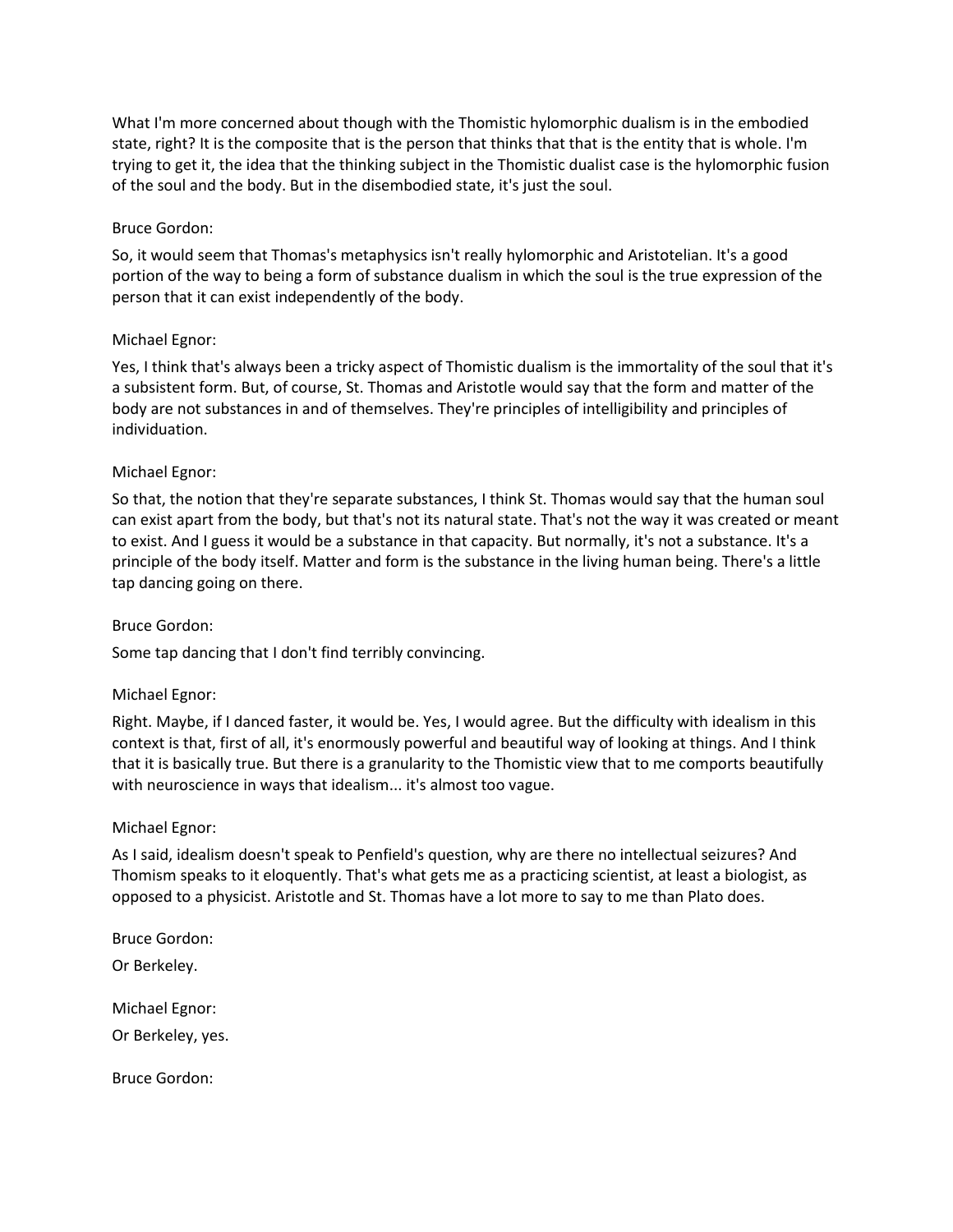What I'm more concerned about though with the Thomistic hylomorphic dualism is in the embodied state, right? It is the composite that is the person that thinks that that is the entity that is whole. I'm trying to get it, the idea that the thinking subject in the Thomistic dualist case is the hylomorphic fusion of the soul and the body. But in the disembodied state, it's just the soul.

Bruce Gordon:

So, it would seem that Thomas's metaphysics isn't really hylomorphic and Aristotelian. It's a good portion of the way to being a form of substance dualism in which the soul is the true expression of the person that it can exist independently of the body.

Michael Egnor:

Yes, I think that's always been a tricky aspect of Thomistic dualism is the immortality of the soul that it's a subsistent form. But, of course, St. Thomas and Aristotle would say that the form and matter of the body are not substances in and of themselves. They're principles of intelligibility and principles of individuation.

Michael Egnor:

So that, the notion that they're separate substances, I think St. Thomas would say that the human soul can exist apart from the body, but that's not its natural state. That's not the way it was created or meant to exist. And I guess it would be a substance in that capacity. But normally, it's not a substance. It's a principle of the body itself. Matter and form is the substance in the living human being. There's a little tap dancing going on there.

Bruce Gordon:

Some tap dancing that I don't find terribly convincing.

Michael Egnor:

Right. Maybe, if I danced faster, it would be. Yes, I would agree. But the difficulty with idealism in this context is that, first of all, it's enormously powerful and beautiful way of looking at things. And I think that it is basically true. But there is a granularity to the Thomistic view that to me comports beautifully with neuroscience in ways that idealism... it's almost too vague.

Michael Egnor:

As I said, idealism doesn't speak to Penfield's question, why are there no intellectual seizures? And Thomism speaks to it eloquently. That's what gets me as a practicing scientist, at least a biologist, as opposed to a physicist. Aristotle and St. Thomas have a lot more to say to me than Plato does.

Bruce Gordon:

Or Berkeley.

Michael Egnor:

Or Berkeley, yes.

Bruce Gordon: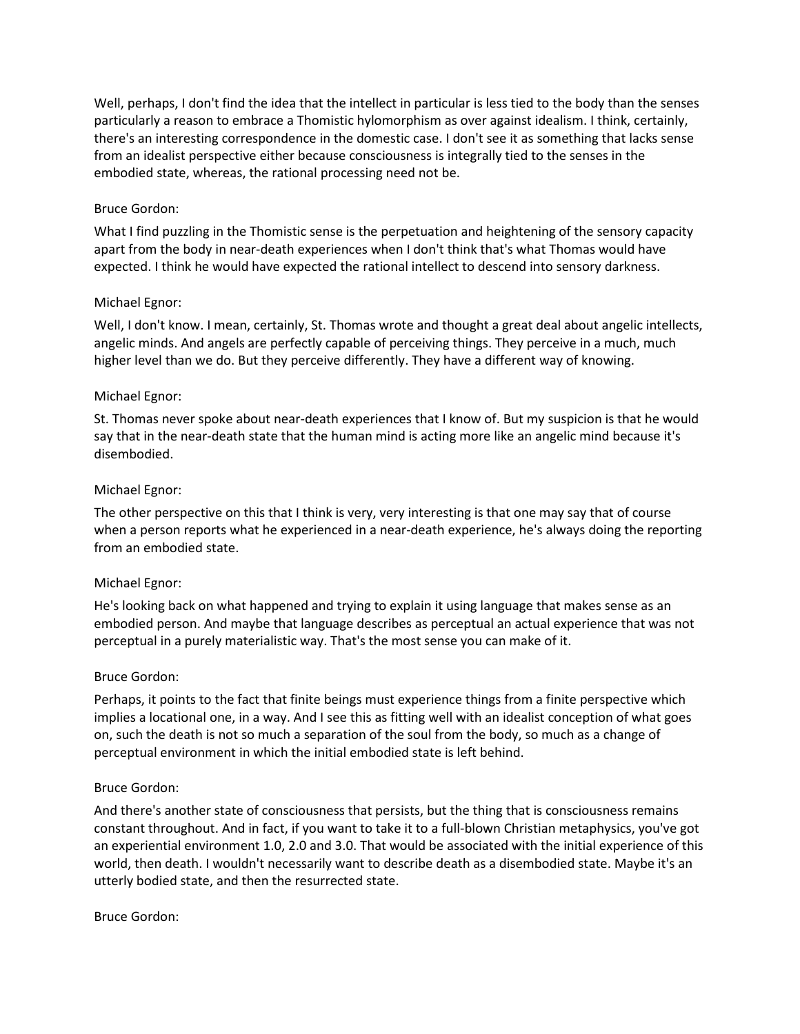Well, perhaps, I don't find the idea that the intellect in particular is less tied to the body than the senses particularly a reason to embrace a Thomistic hylomorphism as over against idealism. I think, certainly, there's an interesting correspondence in the domestic case. I don't see it as something that lacks sense from an idealist perspective either because consciousness is integrally tied to the senses in the embodied state, whereas, the rational processing need not be.

Bruce Gordon:

What I find puzzling in the Thomistic sense is the perpetuation and heightening of the sensory capacity apart from the body in near-death experiences when I don't think that's what Thomas would have expected. I think he would have expected the rational intellect to descend into sensory darkness.

Michael Egnor:

Well, I don't know. I mean, certainly, St. Thomas wrote and thought a great deal about angelic intellects, angelic minds. And angels are perfectly capable of perceiving things. They perceive in a much, much higher level than we do. But they perceive differently. They have a different way of knowing.

Michael Egnor:

St. Thomas never spoke about near-death experiences that I know of. But my suspicion is that he would say that in the near-death state that the human mind is acting more like an angelic mind because it's disembodied.

Michael Egnor:

The other perspective on this that I think is very, very interesting is that one may say that of course when a person reports what he experienced in a near-death experience, he's always doing the reporting from an embodied state.

Michael Egnor:

He's looking back on what happened and trying to explain it using language that makes sense as an embodied person. And maybe that language describes as perceptual an actual experience that was not perceptual in a purely materialistic way. That's the most sense you can make of it.

Bruce Gordon:

Perhaps, it points to the fact that finite beings must experience things from a finite perspective which implies a locational one, in a way. And I see this as fitting well with an idealist conception of what goes on, such the death is not so much a separation of the soul from the body, so much as a change of perceptual environment in which the initial embodied state is left behind.

Bruce Gordon:

And there's another state of consciousness that persists, but the thing that is consciousness remains constant throughout. And in fact, if you want to take it to a full-blown Christian metaphysics, you've got an experiential environment 1.0, 2.0 and 3.0. That would be associated with the initial experience of this world, then death. I wouldn't necessarily want to describe death as a disembodied state. Maybe it's an utterly bodied state, and then the resurrected state.

Bruce Gordon: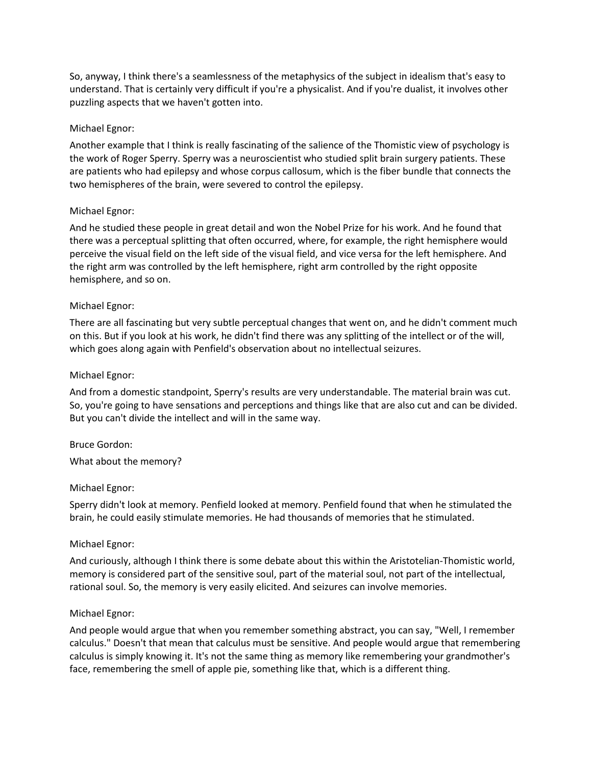So, anyway, I think there's a seamlessness of the metaphysics of the subject in idealism that's easy to understand. That is certainly very difficult if you're a physicalist. And if you're dualist, it involves other puzzling aspects that we haven't gotten into.

Michael Egnor:

Another example that I think is really fascinating of the salience of the Thomistic view of psychology is the work of Roger Sperry. Sperry was a neuroscientist who studied split brain surgery patients. These are patients who had epilepsy and whose corpus callosum, which is the fiber bundle that connects the two hemispheres of the brain, were severed to control the epilepsy.

Michael Egnor:

And he studied these people in great detail and won the Nobel Prize for his work. And he found that there was a perceptual splitting that often occurred, where, for example, the right hemisphere would perceive the visual field on the left side of the visual field, and vice versa for the left hemisphere. And the right arm was controlled by the left hemisphere, right arm controlled by the right opposite hemisphere, and so on.

Michael Egnor:

There are all fascinating but very subtle perceptual changes that went on, and he didn't comment much on this. But if you look at his work, he didn't find there was any splitting of the intellect or of the will, which goes along again with Penfield's observation about no intellectual seizures.

Michael Egnor:

And from a domestic standpoint, Sperry's results are very understandable. The material brain was cut. So, you're going to have sensations and perceptions and things like that are also cut and can be divided. But you can't divide the intellect and will in the same way.

Bruce Gordon:

What about the memory?

Michael Egnor:

Sperry didn't look at memory. Penfield looked at memory. Penfield found that when he stimulated the brain, he could easily stimulate memories. He had thousands of memories that he stimulated.

Michael Egnor:

And curiously, although I think there is some debate about this within the Aristotelian-Thomistic world, memory is considered part of the sensitive soul, part of the material soul, not part of the intellectual, rational soul. So, the memory is very easily elicited. And seizures can involve memories.

Michael Egnor:

And people would argue that when you remember something abstract, you can say, "Well, I remember calculus." Doesn't that mean that calculus must be sensitive. And people would argue that remembering calculus is simply knowing it. It's not the same thing as memory like remembering your grandmother's face, remembering the smell of apple pie, something like that, which is a different thing.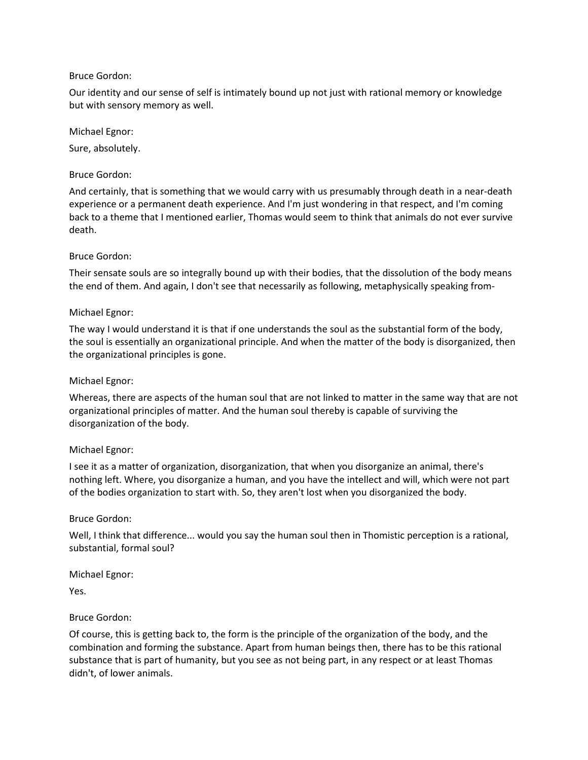Bruce Gordon:

Our identity and our sense of self is intimately bound up not just with rational memory or knowledge but with sensory memory as well.

Michael Egnor:

Sure, absolutely.

Bruce Gordon:

And certainly, that is something that we would carry with us presumably through death in a near-death experience or a permanent death experience. And I'm just wondering in that respect, and I'm coming back to a theme that I mentioned earlier, Thomas would seem to think that animals do not ever survive death.

Bruce Gordon:

Their sensate souls are so integrally bound up with their bodies, that the dissolution of the body means the end of them. And again, I don't see that necessarily as following, metaphysically speaking from-

Michael Egnor:

The way I would understand it is that if one understands the soul as the substantial form of the body, the soul is essentially an organizational principle. And when the matter of the body is disorganized, then the organizational principles is gone.

Michael Egnor:

Whereas, there are aspects of the human soul that are not linked to matter in the same way that are not organizational principles of matter. And the human soul thereby is capable of surviving the disorganization of the body.

Michael Egnor:

I see it as a matter of organization, disorganization, that when you disorganize an animal, there's nothing left. Where, you disorganize a human, and you have the intellect and will, which were not part of the bodies organization to start with. So, they aren't lost when you disorganized the body.

Bruce Gordon:

Well, I think that difference... would you say the human soul then in Thomistic perception is a rational, substantial, formal soul?

Michael Egnor:

Yes.

Bruce Gordon:

Of course, this is getting back to, the form is the principle of the organization of the body, and the combination and forming the substance. Apart from human beings then, there has to be this rational substance that is part of humanity, but you see as not being part, in any respect or at least Thomas didn't, of lower animals.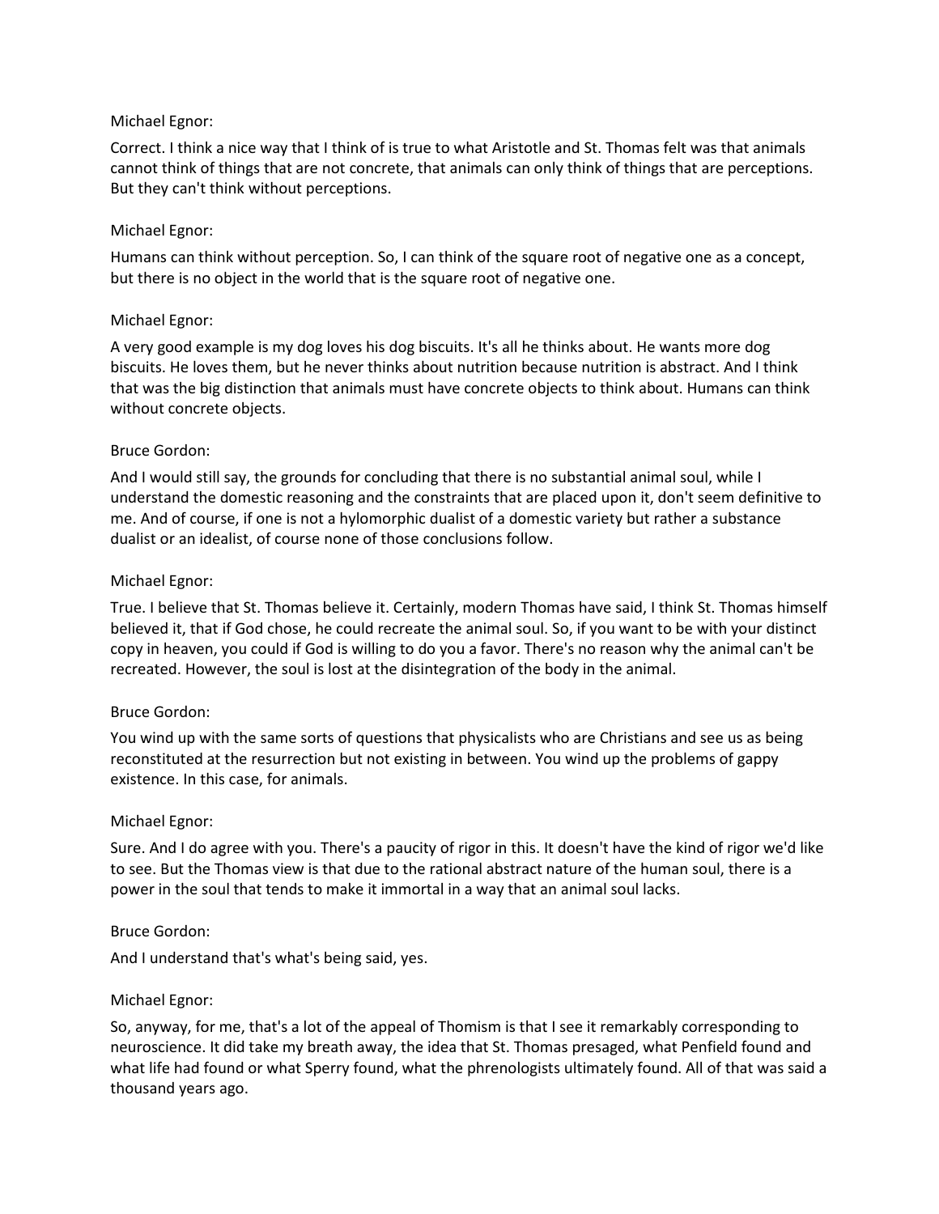Michael Egnor:

Correct. I think a nice way that I think of is true to what Aristotle and St. Thomas felt was that animals cannot think of things that are not concrete, that animals can only think of things that are perceptions. But they can't think without perceptions.

Michael Egnor:

Humans can think without perception. So, I can think of the square root of negative one as a concept, but there is no object in the world that is the square root of negative one.

Michael Egnor:

A very good example is my dog loves his dog biscuits. It's all he thinks about. He wants more dog biscuits. He loves them, but he never thinks about nutrition because nutrition is abstract. And I think that was the big distinction that animals must have concrete objects to think about. Humans can think without concrete objects.

Bruce Gordon:

And I would still say, the grounds for concluding that there is no substantial animal soul, while I understand the domestic reasoning and the constraints that are placed upon it, don't seem definitive to me. And of course, if one is not a hylomorphic dualist of a domestic variety but rather a substance dualist or an idealist, of course none of those conclusions follow.

Michael Egnor:

True. I believe that St. Thomas believe it. Certainly, modern Thomas have said, I think St. Thomas himself believed it, that if God chose, he could recreate the animal soul. So, if you want to be with your distinct copy in heaven, you could if God is willing to do you a favor. There's no reason why the animal can't be recreated. However, the soul is lost at the disintegration of the body in the animal.

Bruce Gordon:

You wind up with the same sorts of questions that physicalists who are Christians and see us as being reconstituted at the resurrection but not existing in between. You wind up the problems of gappy existence. In this case, for animals.

Michael Egnor:

Sure. And I do agree with you. There's a paucity of rigor in this. It doesn't have the kind of rigor we'd like to see. But the Thomas view is that due to the rational abstract nature of the human soul, there is a power in the soul that tends to make it immortal in a way that an animal soul lacks.

Bruce Gordon:

And I understand that's what's being said, yes.

Michael Egnor:

So, anyway, for me, that's a lot of the appeal of Thomism is that I see it remarkably corresponding to neuroscience. It did take my breath away, the idea that St. Thomas presaged, what Penfield found and what life had found or what Sperry found, what the phrenologists ultimately found. All of that was said a thousand years ago.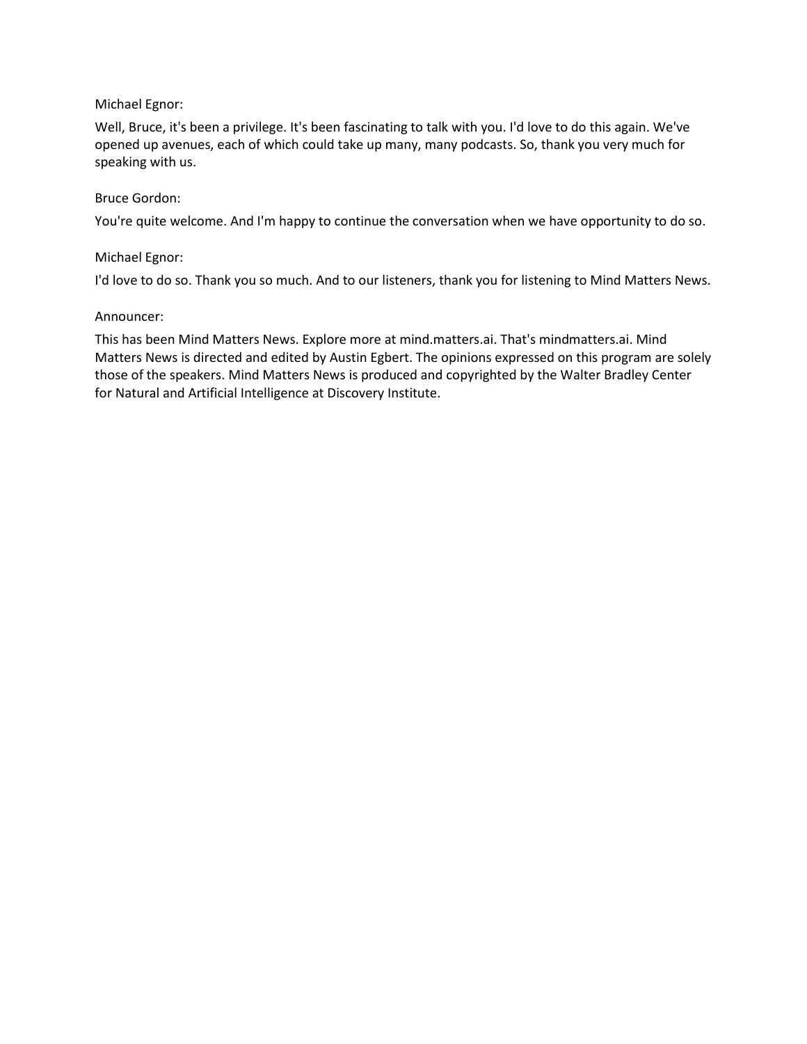Michael Egnor:

Well, Bruce, it's been a privilege. It's been fascinating to talk with you. I'd love to do this again. We've opened up avenues, each of which could take up many, many podcasts. So, thank you very much for speaking with us.

Bruce Gordon:

You're quite welcome. And I'm happy to continue the conversation when we have opportunity to do so.

Michael Egnor:

I'd love to do so. Thank you so much. And to our listeners, thank you for listening to Mind Matters News.

Announcer:

This has been Mind Matters News. Explore more at mind.matters.ai. That's mindmatters.ai. Mind Matters News is directed and edited by Austin Egbert. The opinions expressed on this program are solely those of the speakers. Mind Matters News is produced and copyrighted by the Walter Bradley Center for Natural and Artificial Intelligence at Discovery Institute.